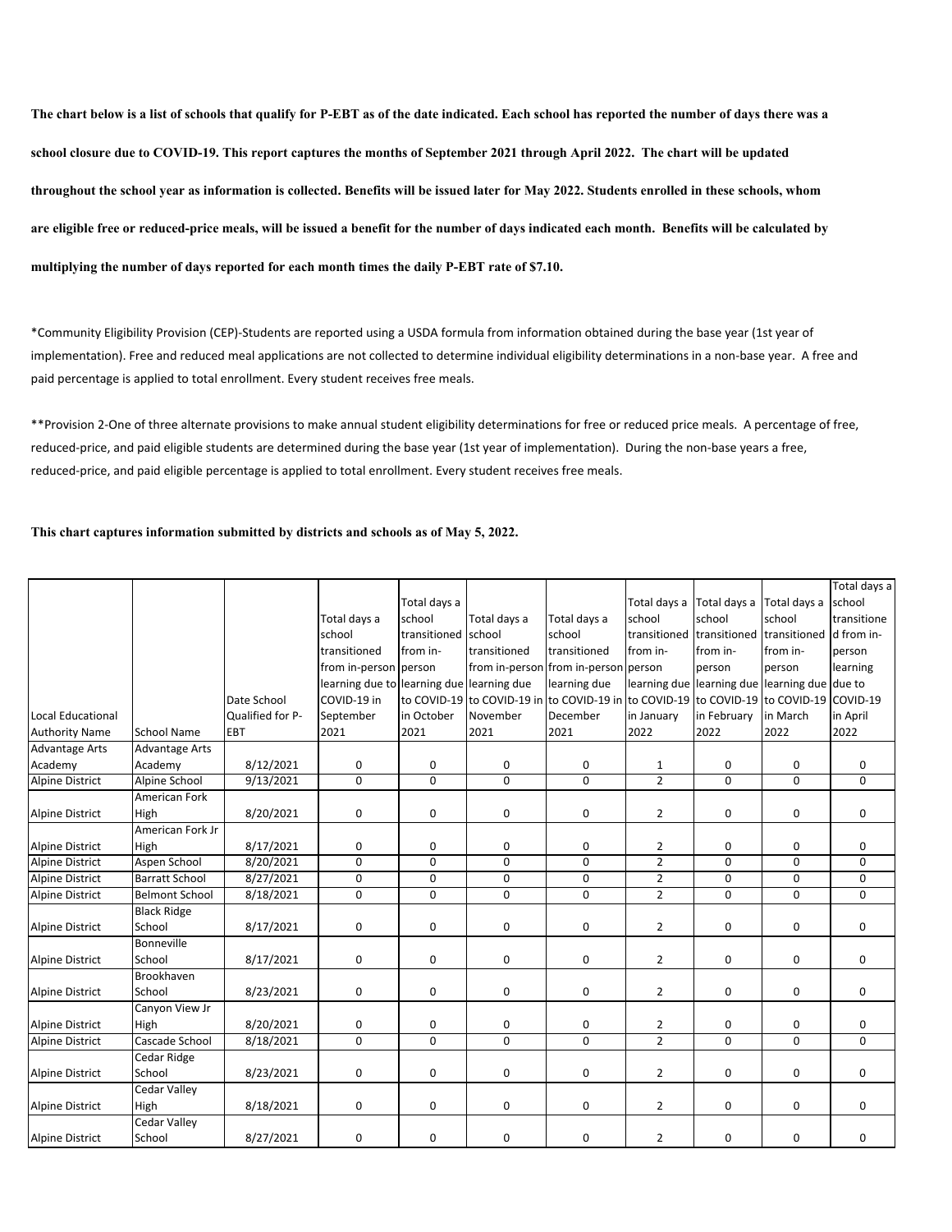**The chart below is a list of schools that qualify for P-EBT as of the date indicated. Each school has reported the number of days there was a school closure due to COVID-19. This report captures the months of September 2021 through April 2022. The chart will be updated throughout the school year as information is collected. Benefits will be issued later for May 2022. Students enrolled in these schools, whom are eligible free or reduced-price meals, will be issued a benefit for the number of days indicated each month. Benefits will be calculated by multiplying the number of days reported for each month times the daily P-EBT rate of $7.10.**

*Community Eligibility Provision (CEP)-Students are reported using a USDA formula from information obtained during the base year (1st year of implementation). Free and reduced meal applications are not collected to determine individual eligibility determinations in a non-base year. A free and paid percentage is applied to total enrollment. Every student receives free meals.

**Provision 2-One of three alternate provisions to make annual student eligibility determinations for free or reduced price meals. A percentage of free, reduced-price, and paid eligible students are determined during the base year (1st year of implementation). During the non-base years a free, reduced-price, and paid eligible percentage is applied to total enrollment. Every student receives free meals.

**This chart captures information submitted by districts and schools as of May 5, 2022.**

| Local Educational Authority Name | School Name | Date School Qualified for P-EBT | Total days a school transitioned from in-person learning due to COVID-19 in September 2021 | Total days a school transitioned from in-person learning due to COVID-19 in October 2021 | Total days a school transitioned from in-person learning due to COVID-19 in November 2021 | Total days a school transitioned from in-person learning due to COVID-19 in December 2021 | Total days a school transitioned from in-person learning due to COVID-19 in January 2022 | Total days a school transitioned from in-person learning due to COVID-19 in February 2022 | Total days a school transitioned from in-person learning due to COVID-19 in March 2022 | Total days a school transitioned from in-person learning due to COVID-19 in April 2022 |
|---|---|---|---|---|---|---|---|---|---|---|
| Advantage Arts Academy | Advantage Arts Academy | 8/12/2021 | 0 | 0 | 0 | 0 | 1 | 0 | 0 | 0 |
| Alpine District | Alpine School | 9/13/2021 | 0 | 0 | 0 | 0 | 2 | 0 | 0 | 0 |
| Alpine District | American Fork High | 8/20/2021 | 0 | 0 | 0 | 0 | 2 | 0 | 0 | 0 |
| Alpine District | American Fork Jr High | 8/17/2021 | 0 | 0 | 0 | 0 | 2 | 0 | 0 | 0 |
| Alpine District | Aspen School | 8/20/2021 | 0 | 0 | 0 | 0 | 2 | 0 | 0 | 0 |
| Alpine District | Barratt School | 8/27/2021 | 0 | 0 | 0 | 0 | 2 | 0 | 0 | 0 |
| Alpine District | Belmont School | 8/18/2021 | 0 | 0 | 0 | 0 | 2 | 0 | 0 | 0 |
| Alpine District | Black Ridge School | 8/17/2021 | 0 | 0 | 0 | 0 | 2 | 0 | 0 | 0 |
| Alpine District | Bonneville School | 8/17/2021 | 0 | 0 | 0 | 0 | 2 | 0 | 0 | 0 |
| Alpine District | Brookhaven School | 8/23/2021 | 0 | 0 | 0 | 0 | 2 | 0 | 0 | 0 |
| Alpine District | Canyon View Jr High | 8/20/2021 | 0 | 0 | 0 | 0 | 2 | 0 | 0 | 0 |
| Alpine District | Cascade School | 8/18/2021 | 0 | 0 | 0 | 0 | 2 | 0 | 0 | 0 |
| Alpine District | Cedar Ridge School | 8/23/2021 | 0 | 0 | 0 | 0 | 2 | 0 | 0 | 0 |
| Alpine District | Cedar Valley High | 8/18/2021 | 0 | 0 | 0 | 0 | 2 | 0 | 0 | 0 |
| Alpine District | Cedar Valley School | 8/27/2021 | 0 | 0 | 0 | 0 | 2 | 0 | 0 | 0 |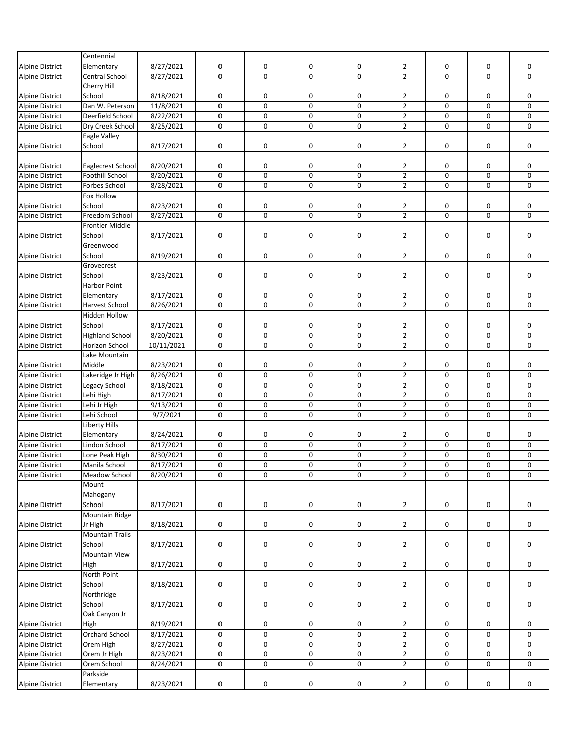| | | | | | | | | | | |
|---|---|---|---|---|---|---|---|---|---|---|
| Alpine District | Centennial Elementary | 8/27/2021 | 0 | 0 | 0 | 0 | 2 | 0 | 0 | 0 |
| Alpine District | Central School | 8/27/2021 | 0 | 0 | 0 | 0 | 2 | 0 | 0 | 0 |
| Alpine District | Cherry Hill School | 8/18/2021 | 0 | 0 | 0 | 0 | 2 | 0 | 0 | 0 |
| Alpine District | Dan W. Peterson | 11/8/2021 | 0 | 0 | 0 | 0 | 2 | 0 | 0 | 0 |
| Alpine District | Deerfield School | 8/22/2021 | 0 | 0 | 0 | 0 | 2 | 0 | 0 | 0 |
| Alpine District | Dry Creek School | 8/25/2021 | 0 | 0 | 0 | 0 | 2 | 0 | 0 | 0 |
| Alpine District | Eagle Valley School | 8/17/2021 | 0 | 0 | 0 | 0 | 2 | 0 | 0 | 0 |
| Alpine District | Eaglecrest School | 8/20/2021 | 0 | 0 | 0 | 0 | 2 | 0 | 0 | 0 |
| Alpine District | Foothill School | 8/20/2021 | 0 | 0 | 0 | 0 | 2 | 0 | 0 | 0 |
| Alpine District | Forbes School | 8/28/2021 | 0 | 0 | 0 | 0 | 2 | 0 | 0 | 0 |
| Alpine District | Fox Hollow School | 8/23/2021 | 0 | 0 | 0 | 0 | 2 | 0 | 0 | 0 |
| Alpine District | Freedom School | 8/27/2021 | 0 | 0 | 0 | 0 | 2 | 0 | 0 | 0 |
| Alpine District | Frontier Middle School | 8/17/2021 | 0 | 0 | 0 | 0 | 2 | 0 | 0 | 0 |
| Alpine District | Greenwood School | 8/19/2021 | 0 | 0 | 0 | 0 | 2 | 0 | 0 | 0 |
| Alpine District | Grovecrest School | 8/23/2021 | 0 | 0 | 0 | 0 | 2 | 0 | 0 | 0 |
| Alpine District | Harbor Point Elementary | 8/17/2021 | 0 | 0 | 0 | 0 | 2 | 0 | 0 | 0 |
| Alpine District | Harvest School | 8/26/2021 | 0 | 0 | 0 | 0 | 2 | 0 | 0 | 0 |
| Alpine District | Hidden Hollow School | 8/17/2021 | 0 | 0 | 0 | 0 | 2 | 0 | 0 | 0 |
| Alpine District | Highland School | 8/20/2021 | 0 | 0 | 0 | 0 | 2 | 0 | 0 | 0 |
| Alpine District | Horizon School | 10/11/2021 | 0 | 0 | 0 | 0 | 2 | 0 | 0 | 0 |
| Alpine District | Lake Mountain Middle | 8/23/2021 | 0 | 0 | 0 | 0 | 2 | 0 | 0 | 0 |
| Alpine District | Lakeridge Jr High | 8/26/2021 | 0 | 0 | 0 | 0 | 2 | 0 | 0 | 0 |
| Alpine District | Legacy School | 8/18/2021 | 0 | 0 | 0 | 0 | 2 | 0 | 0 | 0 |
| Alpine District | Lehi High | 8/17/2021 | 0 | 0 | 0 | 0 | 2 | 0 | 0 | 0 |
| Alpine District | Lehi Jr High | 9/13/2021 | 0 | 0 | 0 | 0 | 2 | 0 | 0 | 0 |
| Alpine District | Lehi School | 9/7/2021 | 0 | 0 | 0 | 0 | 2 | 0 | 0 | 0 |
| Alpine District | Liberty Hills Elementary | 8/24/2021 | 0 | 0 | 0 | 0 | 2 | 0 | 0 | 0 |
| Alpine District | Lindon School | 8/17/2021 | 0 | 0 | 0 | 0 | 2 | 0 | 0 | 0 |
| Alpine District | Lone Peak High | 8/30/2021 | 0 | 0 | 0 | 0 | 2 | 0 | 0 | 0 |
| Alpine District | Manila School | 8/17/2021 | 0 | 0 | 0 | 0 | 2 | 0 | 0 | 0 |
| Alpine District | Meadow School | 8/20/2021 | 0 | 0 | 0 | 0 | 2 | 0 | 0 | 0 |
| Alpine District | Mount Mahogany School | 8/17/2021 | 0 | 0 | 0 | 0 | 2 | 0 | 0 | 0 |
| Alpine District | Mountain Ridge Jr High | 8/18/2021 | 0 | 0 | 0 | 0 | 2 | 0 | 0 | 0 |
| Alpine District | Mountain Trails School | 8/17/2021 | 0 | 0 | 0 | 0 | 2 | 0 | 0 | 0 |
| Alpine District | Mountain View High | 8/17/2021 | 0 | 0 | 0 | 0 | 2 | 0 | 0 | 0 |
| Alpine District | North Point School | 8/18/2021 | 0 | 0 | 0 | 0 | 2 | 0 | 0 | 0 |
| Alpine District | Northridge School | 8/17/2021 | 0 | 0 | 0 | 0 | 2 | 0 | 0 | 0 |
| Alpine District | Oak Canyon Jr High | 8/19/2021 | 0 | 0 | 0 | 0 | 2 | 0 | 0 | 0 |
| Alpine District | Orchard School | 8/17/2021 | 0 | 0 | 0 | 0 | 2 | 0 | 0 | 0 |
| Alpine District | Orem High | 8/27/2021 | 0 | 0 | 0 | 0 | 2 | 0 | 0 | 0 |
| Alpine District | Orem Jr High | 8/23/2021 | 0 | 0 | 0 | 0 | 2 | 0 | 0 | 0 |
| Alpine District | Orem School | 8/24/2021 | 0 | 0 | 0 | 0 | 2 | 0 | 0 | 0 |
| Alpine District | Parkside Elementary | 8/23/2021 | 0 | 0 | 0 | 0 | 2 | 0 | 0 | 0 |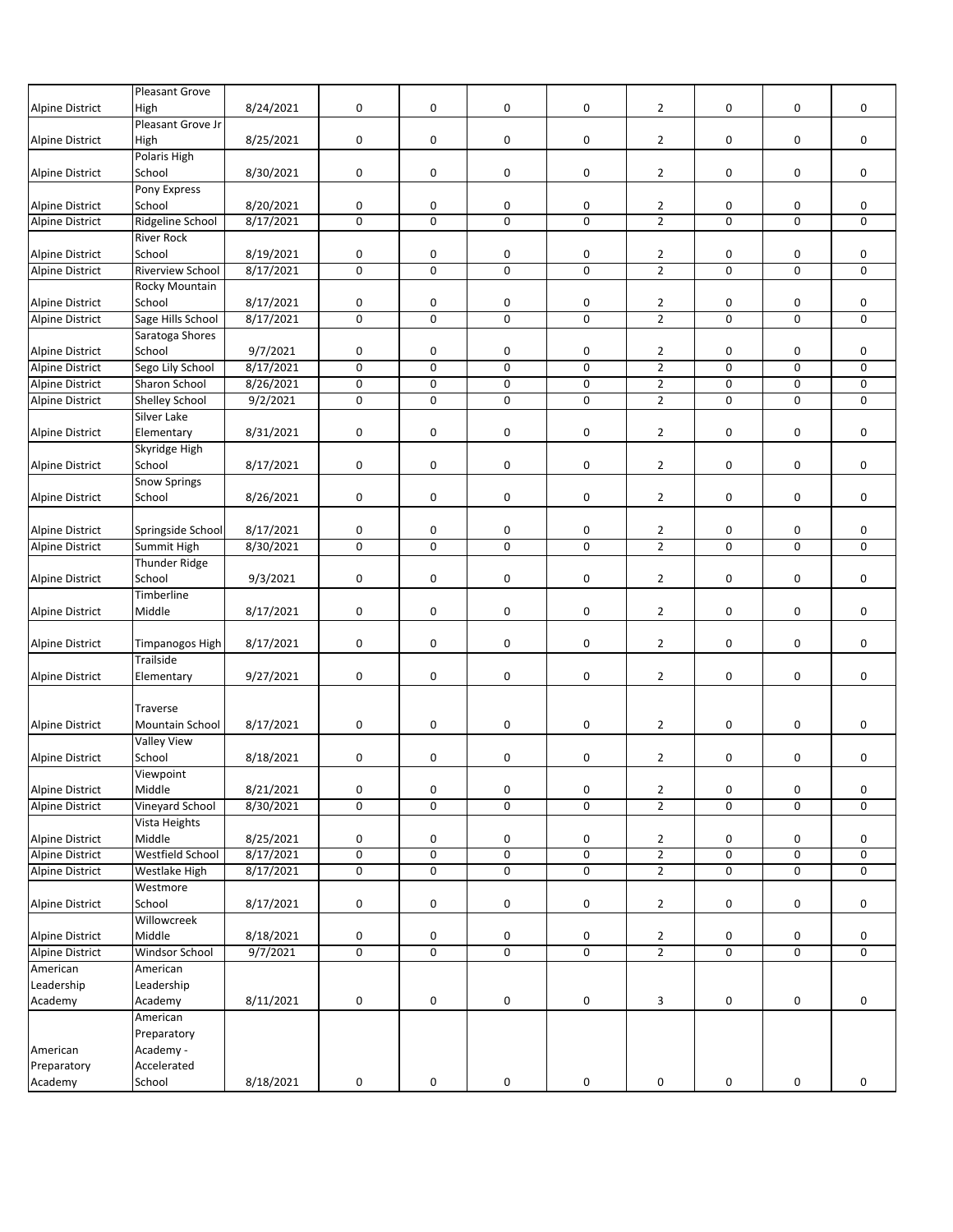| | | | | | | | | | | |
|---|---|---|---|---|---|---|---|---|---|---|
| Alpine District | Pleasant Grove High | 8/24/2021 | 0 | 0 | 0 | 0 | 2 | 0 | 0 | 0 |
| Alpine District | Pleasant Grove Jr High | 8/25/2021 | 0 | 0 | 0 | 0 | 2 | 0 | 0 | 0 |
| Alpine District | Polaris High School | 8/30/2021 | 0 | 0 | 0 | 0 | 2 | 0 | 0 | 0 |
| Alpine District | Pony Express School | 8/20/2021 | 0 | 0 | 0 | 0 | 2 | 0 | 0 | 0 |
| Alpine District | Ridgeline School | 8/17/2021 | 0 | 0 | 0 | 0 | 2 | 0 | 0 | 0 |
| Alpine District | River Rock School | 8/19/2021 | 0 | 0 | 0 | 0 | 2 | 0 | 0 | 0 |
| Alpine District | Riverview School | 8/17/2021 | 0 | 0 | 0 | 0 | 2 | 0 | 0 | 0 |
| Alpine District | Rocky Mountain School | 8/17/2021 | 0 | 0 | 0 | 0 | 2 | 0 | 0 | 0 |
| Alpine District | Sage Hills School | 8/17/2021 | 0 | 0 | 0 | 0 | 2 | 0 | 0 | 0 |
| Alpine District | Saratoga Shores School | 9/7/2021 | 0 | 0 | 0 | 0 | 2 | 0 | 0 | 0 |
| Alpine District | Sego Lily School | 8/17/2021 | 0 | 0 | 0 | 0 | 2 | 0 | 0 | 0 |
| Alpine District | Sharon School | 8/26/2021 | 0 | 0 | 0 | 0 | 2 | 0 | 0 | 0 |
| Alpine District | Shelley School | 9/2/2021 | 0 | 0 | 0 | 0 | 2 | 0 | 0 | 0 |
| Alpine District | Silver Lake Elementary | 8/31/2021 | 0 | 0 | 0 | 0 | 2 | 0 | 0 | 0 |
| Alpine District | Skyridge High School | 8/17/2021 | 0 | 0 | 0 | 0 | 2 | 0 | 0 | 0 |
| Alpine District | Snow Springs School | 8/26/2021 | 0 | 0 | 0 | 0 | 2 | 0 | 0 | 0 |
| Alpine District | Springside School | 8/17/2021 | 0 | 0 | 0 | 0 | 2 | 0 | 0 | 0 |
| Alpine District | Summit High | 8/30/2021 | 0 | 0 | 0 | 0 | 2 | 0 | 0 | 0 |
| Alpine District | Thunder Ridge School | 9/3/2021 | 0 | 0 | 0 | 0 | 2 | 0 | 0 | 0 |
| Alpine District | Timberline Middle | 8/17/2021 | 0 | 0 | 0 | 0 | 2 | 0 | 0 | 0 |
| Alpine District | Timpanogos High | 8/17/2021 | 0 | 0 | 0 | 0 | 2 | 0 | 0 | 0 |
| Alpine District | Trailside Elementary | 9/27/2021 | 0 | 0 | 0 | 0 | 2 | 0 | 0 | 0 |
| Alpine District | Traverse Mountain School | 8/17/2021 | 0 | 0 | 0 | 0 | 2 | 0 | 0 | 0 |
| Alpine District | Valley View School | 8/18/2021 | 0 | 0 | 0 | 0 | 2 | 0 | 0 | 0 |
| Alpine District | Viewpoint Middle | 8/21/2021 | 0 | 0 | 0 | 0 | 2 | 0 | 0 | 0 |
| Alpine District | Vineyard School | 8/30/2021 | 0 | 0 | 0 | 0 | 2 | 0 | 0 | 0 |
| Alpine District | Vista Heights Middle | 8/25/2021 | 0 | 0 | 0 | 0 | 2 | 0 | 0 | 0 |
| Alpine District | Westfield School | 8/17/2021 | 0 | 0 | 0 | 0 | 2 | 0 | 0 | 0 |
| Alpine District | Westlake High | 8/17/2021 | 0 | 0 | 0 | 0 | 2 | 0 | 0 | 0 |
| Alpine District | Westmore School | 8/17/2021 | 0 | 0 | 0 | 0 | 2 | 0 | 0 | 0 |
| Alpine District | Willowcreek Middle | 8/18/2021 | 0 | 0 | 0 | 0 | 2 | 0 | 0 | 0 |
| Alpine District | Windsor School | 9/7/2021 | 0 | 0 | 0 | 0 | 2 | 0 | 0 | 0 |
| American Leadership Academy | American Leadership Academy | 8/11/2021 | 0 | 0 | 0 | 0 | 3 | 0 | 0 | 0 |
| American Preparatory Academy | American Preparatory Academy - Accelerated School | 8/18/2021 | 0 | 0 | 0 | 0 | 0 | 0 | 0 | 0 |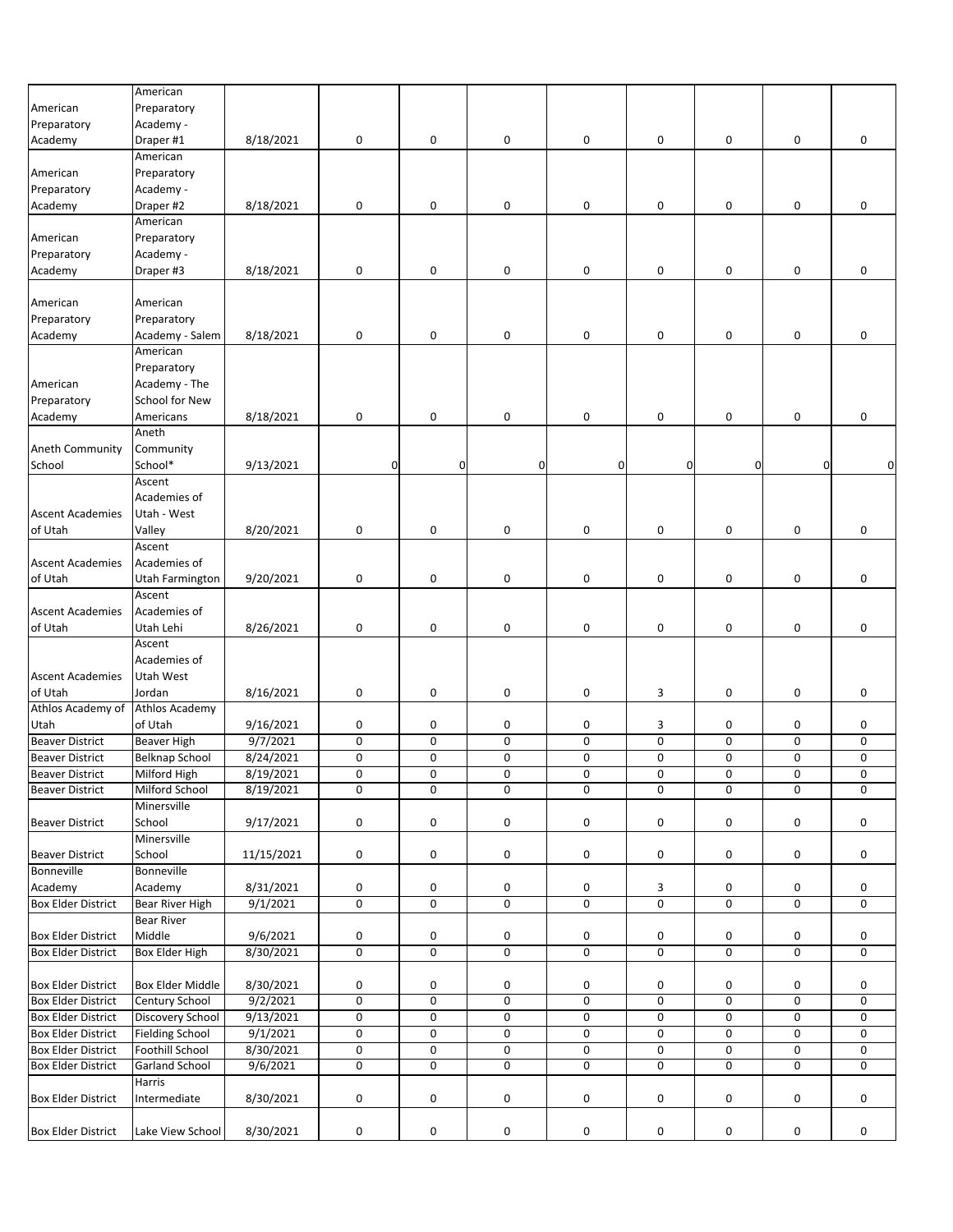| | | | | | | | | | | |
|---|---|---|---|---|---|---|---|---|---|---|
| American Preparatory Academy | American Preparatory Academy - Draper #1 | 8/18/2021 | 0 | 0 | 0 | 0 | 0 | 0 | 0 | 0 |
| American Preparatory Academy | American Preparatory Academy - Draper #2 | 8/18/2021 | 0 | 0 | 0 | 0 | 0 | 0 | 0 | 0 |
| American Preparatory Academy | American Preparatory Academy - Draper #3 | 8/18/2021 | 0 | 0 | 0 | 0 | 0 | 0 | 0 | 0 |
| American Preparatory Academy | American Preparatory Academy - Salem | 8/18/2021 | 0 | 0 | 0 | 0 | 0 | 0 | 0 | 0 |
| American Preparatory Academy | American Preparatory Academy - The School for New Americans | 8/18/2021 | 0 | 0 | 0 | 0 | 0 | 0 | 0 | 0 |
| Aneth Community School | Aneth Community School* | 9/13/2021 | 0 | 0 | 0 | 0 | 0 | 0 | 0 | 0 |
| Ascent Academies of Utah | Ascent Academies of Utah - West Valley | 8/20/2021 | 0 | 0 | 0 | 0 | 0 | 0 | 0 | 0 |
| Ascent Academies of Utah | Ascent Academies of Utah Farmington | 9/20/2021 | 0 | 0 | 0 | 0 | 0 | 0 | 0 | 0 |
| Ascent Academies of Utah | Ascent Academies of Utah Lehi | 8/26/2021 | 0 | 0 | 0 | 0 | 0 | 0 | 0 | 0 |
| Ascent Academies of Utah | Ascent Academies of Utah West Jordan | 8/16/2021 | 0 | 0 | 0 | 0 | 3 | 0 | 0 | 0 |
| Athlos Academy of Utah | Athlos Academy of Utah | 9/16/2021 | 0 | 0 | 0 | 0 | 3 | 0 | 0 | 0 |
| Beaver District | Beaver High | 9/7/2021 | 0 | 0 | 0 | 0 | 0 | 0 | 0 | 0 |
| Beaver District | Belknap School | 8/24/2021 | 0 | 0 | 0 | 0 | 0 | 0 | 0 | 0 |
| Beaver District | Milford High | 8/19/2021 | 0 | 0 | 0 | 0 | 0 | 0 | 0 | 0 |
| Beaver District | Milford School | 8/19/2021 | 0 | 0 | 0 | 0 | 0 | 0 | 0 | 0 |
| Beaver District | Minersville School | 9/17/2021 | 0 | 0 | 0 | 0 | 0 | 0 | 0 | 0 |
| Beaver District | Minersville School | 11/15/2021 | 0 | 0 | 0 | 0 | 0 | 0 | 0 | 0 |
| Bonneville Academy | Bonneville Academy | 8/31/2021 | 0 | 0 | 0 | 0 | 3 | 0 | 0 | 0 |
| Box Elder District | Bear River High | 9/1/2021 | 0 | 0 | 0 | 0 | 0 | 0 | 0 | 0 |
| Box Elder District | Bear River Middle | 9/6/2021 | 0 | 0 | 0 | 0 | 0 | 0 | 0 | 0 |
| Box Elder District | Box Elder High | 8/30/2021 | 0 | 0 | 0 | 0 | 0 | 0 | 0 | 0 |
| Box Elder District | Box Elder Middle | 8/30/2021 | 0 | 0 | 0 | 0 | 0 | 0 | 0 | 0 |
| Box Elder District | Century School | 9/2/2021 | 0 | 0 | 0 | 0 | 0 | 0 | 0 | 0 |
| Box Elder District | Discovery School | 9/13/2021 | 0 | 0 | 0 | 0 | 0 | 0 | 0 | 0 |
| Box Elder District | Fielding School | 9/1/2021 | 0 | 0 | 0 | 0 | 0 | 0 | 0 | 0 |
| Box Elder District | Foothill School | 8/30/2021 | 0 | 0 | 0 | 0 | 0 | 0 | 0 | 0 |
| Box Elder District | Garland School | 9/6/2021 | 0 | 0 | 0 | 0 | 0 | 0 | 0 | 0 |
| Box Elder District | Harris Intermediate | 8/30/2021 | 0 | 0 | 0 | 0 | 0 | 0 | 0 | 0 |
| Box Elder District | Lake View School | 8/30/2021 | 0 | 0 | 0 | 0 | 0 | 0 | 0 | 0 |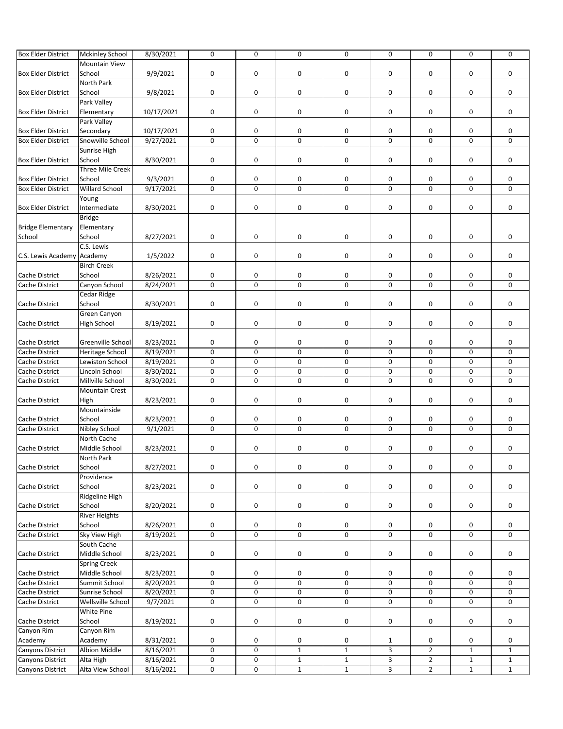| | | | | | | | | | | |
|---|---|---|---|---|---|---|---|---|---|---|
| Box Elder District | Mckinley School | 8/30/2021 | 0 | 0 | 0 | 0 | 0 | 0 | 0 | 0 |
| Box Elder District | Mountain View School | 9/9/2021 | 0 | 0 | 0 | 0 | 0 | 0 | 0 | 0 |
| Box Elder District | North Park School | 9/8/2021 | 0 | 0 | 0 | 0 | 0 | 0 | 0 | 0 |
| Box Elder District | Park Valley Elementary | 10/17/2021 | 0 | 0 | 0 | 0 | 0 | 0 | 0 | 0 |
| Box Elder District | Park Valley Secondary | 10/17/2021 | 0 | 0 | 0 | 0 | 0 | 0 | 0 | 0 |
| Box Elder District | Snowville School | 9/27/2021 | 0 | 0 | 0 | 0 | 0 | 0 | 0 | 0 |
| Box Elder District | Sunrise High School | 8/30/2021 | 0 | 0 | 0 | 0 | 0 | 0 | 0 | 0 |
| Box Elder District | Three Mile Creek School | 9/3/2021 | 0 | 0 | 0 | 0 | 0 | 0 | 0 | 0 |
| Box Elder District | Willard School | 9/17/2021 | 0 | 0 | 0 | 0 | 0 | 0 | 0 | 0 |
| Box Elder District | Young Intermediate | 8/30/2021 | 0 | 0 | 0 | 0 | 0 | 0 | 0 | 0 |
| Bridge Elementary School | Bridge Elementary School | 8/27/2021 | 0 | 0 | 0 | 0 | 0 | 0 | 0 | 0 |
| C.S. Lewis Academy | C.S. Lewis Academy | 1/5/2022 | 0 | 0 | 0 | 0 | 0 | 0 | 0 | 0 |
| Cache District | Birch Creek School | 8/26/2021 | 0 | 0 | 0 | 0 | 0 | 0 | 0 | 0 |
| Cache District | Canyon School | 8/24/2021 | 0 | 0 | 0 | 0 | 0 | 0 | 0 | 0 |
| Cache District | Cedar Ridge School | 8/30/2021 | 0 | 0 | 0 | 0 | 0 | 0 | 0 | 0 |
| Cache District | Green Canyon High School | 8/19/2021 | 0 | 0 | 0 | 0 | 0 | 0 | 0 | 0 |
| Cache District | Greenville School | 8/23/2021 | 0 | 0 | 0 | 0 | 0 | 0 | 0 | 0 |
| Cache District | Heritage School | 8/19/2021 | 0 | 0 | 0 | 0 | 0 | 0 | 0 | 0 |
| Cache District | Lewiston School | 8/19/2021 | 0 | 0 | 0 | 0 | 0 | 0 | 0 | 0 |
| Cache District | Lincoln School | 8/30/2021 | 0 | 0 | 0 | 0 | 0 | 0 | 0 | 0 |
| Cache District | Millville School | 8/30/2021 | 0 | 0 | 0 | 0 | 0 | 0 | 0 | 0 |
| Cache District | Mountain Crest High | 8/23/2021 | 0 | 0 | 0 | 0 | 0 | 0 | 0 | 0 |
| Cache District | Mountainside School | 8/23/2021 | 0 | 0 | 0 | 0 | 0 | 0 | 0 | 0 |
| Cache District | Nibley School | 9/1/2021 | 0 | 0 | 0 | 0 | 0 | 0 | 0 | 0 |
| Cache District | North Cache Middle School | 8/23/2021 | 0 | 0 | 0 | 0 | 0 | 0 | 0 | 0 |
| Cache District | North Park School | 8/27/2021 | 0 | 0 | 0 | 0 | 0 | 0 | 0 | 0 |
| Cache District | Providence School | 8/23/2021 | 0 | 0 | 0 | 0 | 0 | 0 | 0 | 0 |
| Cache District | Ridgeline High School | 8/20/2021 | 0 | 0 | 0 | 0 | 0 | 0 | 0 | 0 |
| Cache District | River Heights School | 8/26/2021 | 0 | 0 | 0 | 0 | 0 | 0 | 0 | 0 |
| Cache District | Sky View High | 8/19/2021 | 0 | 0 | 0 | 0 | 0 | 0 | 0 | 0 |
| Cache District | South Cache Middle School | 8/23/2021 | 0 | 0 | 0 | 0 | 0 | 0 | 0 | 0 |
| Cache District | Spring Creek Middle School | 8/23/2021 | 0 | 0 | 0 | 0 | 0 | 0 | 0 | 0 |
| Cache District | Summit School | 8/20/2021 | 0 | 0 | 0 | 0 | 0 | 0 | 0 | 0 |
| Cache District | Sunrise School | 8/20/2021 | 0 | 0 | 0 | 0 | 0 | 0 | 0 | 0 |
| Cache District | Wellsville School | 9/7/2021 | 0 | 0 | 0 | 0 | 0 | 0 | 0 | 0 |
| Cache District | White Pine School | 8/19/2021 | 0 | 0 | 0 | 0 | 0 | 0 | 0 | 0 |
| Canyon Rim Academy | Canyon Rim Academy | 8/31/2021 | 0 | 0 | 0 | 0 | 1 | 0 | 0 | 0 |
| Canyons District | Albion Middle | 8/16/2021 | 0 | 0 | 1 | 1 | 3 | 2 | 1 | 1 |
| Canyons District | Alta High | 8/16/2021 | 0 | 0 | 1 | 1 | 3 | 2 | 1 | 1 |
| Canyons District | Alta View School | 8/16/2021 | 0 | 0 | 1 | 1 | 3 | 2 | 1 | 1 |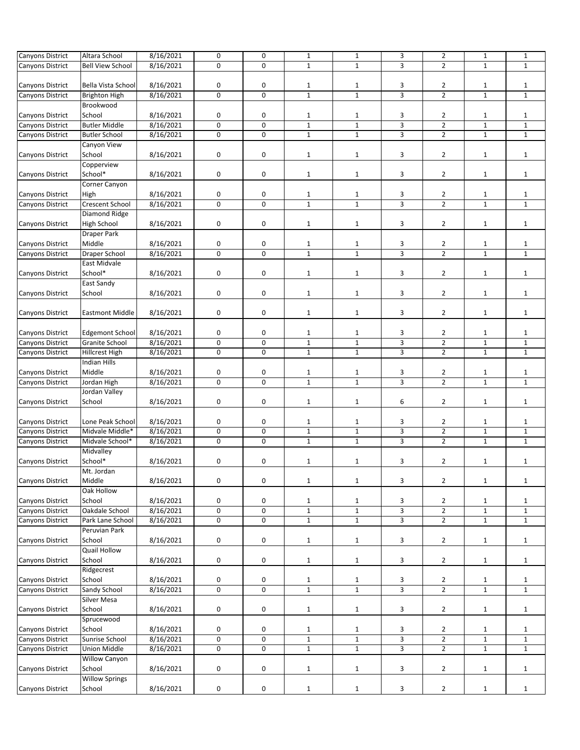| | | | | | | | | | | |
|---|---|---|---|---|---|---|---|---|---|---|
| Canyons District | Altara School | 8/16/2021 | 0 | 0 | 1 | 1 | 3 | 2 | 1 | 1 |
| Canyons District | Bell View School | 8/16/2021 | 0 | 0 | 1 | 1 | 3 | 2 | 1 | 1 |
| Canyons District | Bella Vista School | 8/16/2021 | 0 | 0 | 1 | 1 | 3 | 2 | 1 | 1 |
| Canyons District | Brighton High | 8/16/2021 | 0 | 0 | 1 | 1 | 3 | 2 | 1 | 1 |
| Canyons District | Brookwood School | 8/16/2021 | 0 | 0 | 1 | 1 | 3 | 2 | 1 | 1 |
| Canyons District | Butler Middle | 8/16/2021 | 0 | 0 | 1 | 1 | 3 | 2 | 1 | 1 |
| Canyons District | Butler School | 8/16/2021 | 0 | 0 | 1 | 1 | 3 | 2 | 1 | 1 |
| Canyons District | Canyon View School | 8/16/2021 | 0 | 0 | 1 | 1 | 3 | 2 | 1 | 1 |
| Canyons District | Copperview School* | 8/16/2021 | 0 | 0 | 1 | 1 | 3 | 2 | 1 | 1 |
| Canyons District | Corner Canyon High | 8/16/2021 | 0 | 0 | 1 | 1 | 3 | 2 | 1 | 1 |
| Canyons District | Crescent School | 8/16/2021 | 0 | 0 | 1 | 1 | 3 | 2 | 1 | 1 |
| Canyons District | Diamond Ridge High School | 8/16/2021 | 0 | 0 | 1 | 1 | 3 | 2 | 1 | 1 |
| Canyons District | Draper Park Middle | 8/16/2021 | 0 | 0 | 1 | 1 | 3 | 2 | 1 | 1 |
| Canyons District | Draper School | 8/16/2021 | 0 | 0 | 1 | 1 | 3 | 2 | 1 | 1 |
| Canyons District | East Midvale School* | 8/16/2021 | 0 | 0 | 1 | 1 | 3 | 2 | 1 | 1 |
| Canyons District | East Sandy School | 8/16/2021 | 0 | 0 | 1 | 1 | 3 | 2 | 1 | 1 |
| Canyons District | Eastmont Middle | 8/16/2021 | 0 | 0 | 1 | 1 | 3 | 2 | 1 | 1 |
| Canyons District | Edgemont School | 8/16/2021 | 0 | 0 | 1 | 1 | 3 | 2 | 1 | 1 |
| Canyons District | Granite School | 8/16/2021 | 0 | 0 | 1 | 1 | 3 | 2 | 1 | 1 |
| Canyons District | Hillcrest High | 8/16/2021 | 0 | 0 | 1 | 1 | 3 | 2 | 1 | 1 |
| Canyons District | Indian Hills Middle | 8/16/2021 | 0 | 0 | 1 | 1 | 3 | 2 | 1 | 1 |
| Canyons District | Jordan High | 8/16/2021 | 0 | 0 | 1 | 1 | 3 | 2 | 1 | 1 |
| Canyons District | Jordan Valley School | 8/16/2021 | 0 | 0 | 1 | 1 | 6 | 2 | 1 | 1 |
| Canyons District | Lone Peak School | 8/16/2021 | 0 | 0 | 1 | 1 | 3 | 2 | 1 | 1 |
| Canyons District | Midvale Middle* | 8/16/2021 | 0 | 0 | 1 | 1 | 3 | 2 | 1 | 1 |
| Canyons District | Midvale School* | 8/16/2021 | 0 | 0 | 1 | 1 | 3 | 2 | 1 | 1 |
| Canyons District | Midvalley School* | 8/16/2021 | 0 | 0 | 1 | 1 | 3 | 2 | 1 | 1 |
| Canyons District | Mt. Jordan Middle | 8/16/2021 | 0 | 0 | 1 | 1 | 3 | 2 | 1 | 1 |
| Canyons District | Oak Hollow School | 8/16/2021 | 0 | 0 | 1 | 1 | 3 | 2 | 1 | 1 |
| Canyons District | Oakdale School | 8/16/2021 | 0 | 0 | 1 | 1 | 3 | 2 | 1 | 1 |
| Canyons District | Park Lane School | 8/16/2021 | 0 | 0 | 1 | 1 | 3 | 2 | 1 | 1 |
| Canyons District | Peruvian Park School | 8/16/2021 | 0 | 0 | 1 | 1 | 3 | 2 | 1 | 1 |
| Canyons District | Quail Hollow School | 8/16/2021 | 0 | 0 | 1 | 1 | 3 | 2 | 1 | 1 |
| Canyons District | Ridgecrest School | 8/16/2021 | 0 | 0 | 1 | 1 | 3 | 2 | 1 | 1 |
| Canyons District | Sandy School | 8/16/2021 | 0 | 0 | 1 | 1 | 3 | 2 | 1 | 1 |
| Canyons District | Silver Mesa School | 8/16/2021 | 0 | 0 | 1 | 1 | 3 | 2 | 1 | 1 |
| Canyons District | Sprucewood School | 8/16/2021 | 0 | 0 | 1 | 1 | 3 | 2 | 1 | 1 |
| Canyons District | Sunrise School | 8/16/2021 | 0 | 0 | 1 | 1 | 3 | 2 | 1 | 1 |
| Canyons District | Union Middle | 8/16/2021 | 0 | 0 | 1 | 1 | 3 | 2 | 1 | 1 |
| Canyons District | Willow Canyon School | 8/16/2021 | 0 | 0 | 1 | 1 | 3 | 2 | 1 | 1 |
| Canyons District | Willow Springs School | 8/16/2021 | 0 | 0 | 1 | 1 | 3 | 2 | 1 | 1 |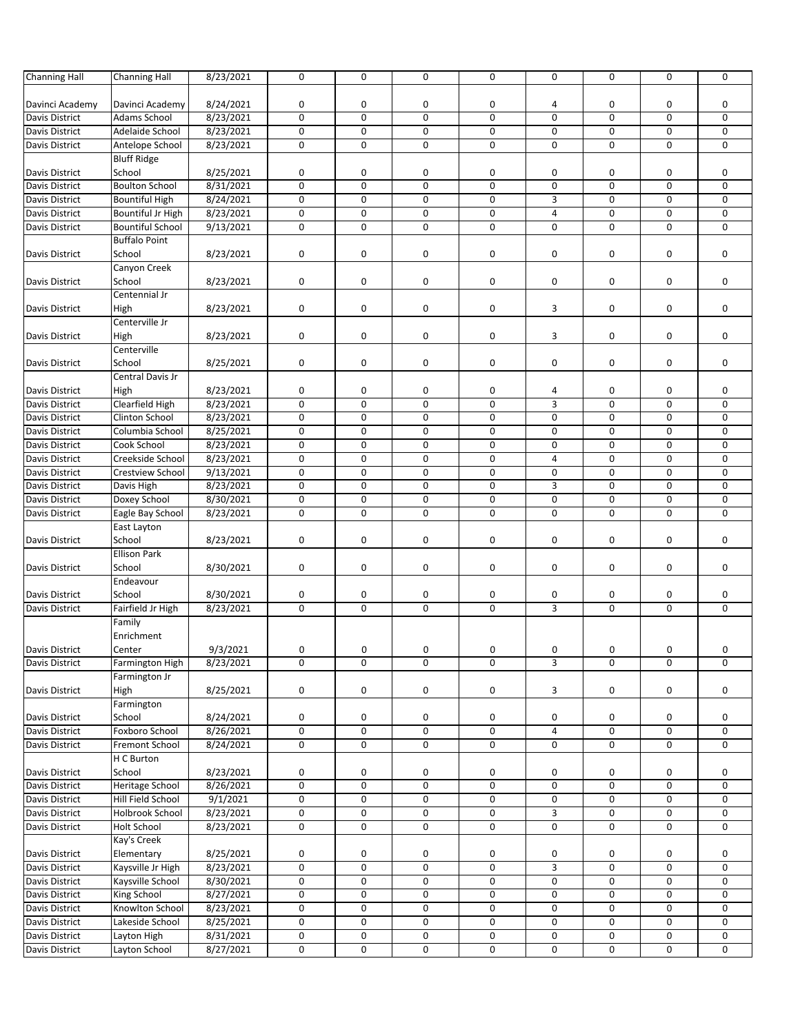| | | | | | | | | | | | |
|---|---|---|---|---|---|---|---|---|---|---|---|
| Channing Hall | Channing Hall | 8/23/2021 | 0 | 0 | 0 | 0 | 0 | 0 | 0 | 0 |
| Davinci Academy | Davinci Academy | 8/24/2021 | 0 | 0 | 0 | 0 | 4 | 0 | 0 | 0 |
| Davis District | Adams School | 8/23/2021 | 0 | 0 | 0 | 0 | 0 | 0 | 0 | 0 |
| Davis District | Adelaide School | 8/23/2021 | 0 | 0 | 0 | 0 | 0 | 0 | 0 | 0 |
| Davis District | Antelope School | 8/23/2021 | 0 | 0 | 0 | 0 | 0 | 0 | 0 | 0 |
| Davis District | Bluff Ridge School | 8/25/2021 | 0 | 0 | 0 | 0 | 0 | 0 | 0 | 0 |
| Davis District | Boulton School | 8/31/2021 | 0 | 0 | 0 | 0 | 0 | 0 | 0 | 0 |
| Davis District | Bountiful High | 8/24/2021 | 0 | 0 | 0 | 0 | 3 | 0 | 0 | 0 |
| Davis District | Bountiful Jr High | 8/23/2021 | 0 | 0 | 0 | 0 | 4 | 0 | 0 | 0 |
| Davis District | Bountiful School | 9/13/2021 | 0 | 0 | 0 | 0 | 0 | 0 | 0 | 0 |
| Davis District | Buffalo Point School | 8/23/2021 | 0 | 0 | 0 | 0 | 0 | 0 | 0 | 0 |
| Davis District | Canyon Creek School | 8/23/2021 | 0 | 0 | 0 | 0 | 0 | 0 | 0 | 0 |
| Davis District | Centennial Jr High | 8/23/2021 | 0 | 0 | 0 | 0 | 3 | 0 | 0 | 0 |
| Davis District | Centerville Jr High | 8/23/2021 | 0 | 0 | 0 | 0 | 3 | 0 | 0 | 0 |
| Davis District | Centerville School | 8/25/2021 | 0 | 0 | 0 | 0 | 0 | 0 | 0 | 0 |
| Davis District | Central Davis Jr High | 8/23/2021 | 0 | 0 | 0 | 0 | 4 | 0 | 0 | 0 |
| Davis District | Clearfield High | 8/23/2021 | 0 | 0 | 0 | 0 | 3 | 0 | 0 | 0 |
| Davis District | Clinton School | 8/23/2021 | 0 | 0 | 0 | 0 | 0 | 0 | 0 | 0 |
| Davis District | Columbia School | 8/25/2021 | 0 | 0 | 0 | 0 | 0 | 0 | 0 | 0 |
| Davis District | Cook School | 8/23/2021 | 0 | 0 | 0 | 0 | 0 | 0 | 0 | 0 |
| Davis District | Creekside School | 8/23/2021 | 0 | 0 | 0 | 0 | 4 | 0 | 0 | 0 |
| Davis District | Crestview School | 9/13/2021 | 0 | 0 | 0 | 0 | 0 | 0 | 0 | 0 |
| Davis District | Davis High | 8/23/2021 | 0 | 0 | 0 | 0 | 3 | 0 | 0 | 0 |
| Davis District | Doxey School | 8/30/2021 | 0 | 0 | 0 | 0 | 0 | 0 | 0 | 0 |
| Davis District | Eagle Bay School | 8/23/2021 | 0 | 0 | 0 | 0 | 0 | 0 | 0 | 0 |
| Davis District | East Layton School | 8/23/2021 | 0 | 0 | 0 | 0 | 0 | 0 | 0 | 0 |
| Davis District | Ellison Park School | 8/30/2021 | 0 | 0 | 0 | 0 | 0 | 0 | 0 | 0 |
| Davis District | Endeavour School | 8/30/2021 | 0 | 0 | 0 | 0 | 0 | 0 | 0 | 0 |
| Davis District | Fairfield Jr High | 8/23/2021 | 0 | 0 | 0 | 0 | 3 | 0 | 0 | 0 |
| Davis District | Family Enrichment Center | 9/3/2021 | 0 | 0 | 0 | 0 | 0 | 0 | 0 | 0 |
| Davis District | Farmington High | 8/23/2021 | 0 | 0 | 0 | 0 | 3 | 0 | 0 | 0 |
| Davis District | Farmington Jr High | 8/25/2021 | 0 | 0 | 0 | 0 | 3 | 0 | 0 | 0 |
| Davis District | Farmington School | 8/24/2021 | 0 | 0 | 0 | 0 | 0 | 0 | 0 | 0 |
| Davis District | Foxboro School | 8/26/2021 | 0 | 0 | 0 | 0 | 4 | 0 | 0 | 0 |
| Davis District | Fremont School | 8/24/2021 | 0 | 0 | 0 | 0 | 0 | 0 | 0 | 0 |
| Davis District | H C Burton School | 8/23/2021 | 0 | 0 | 0 | 0 | 0 | 0 | 0 | 0 |
| Davis District | Heritage School | 8/26/2021 | 0 | 0 | 0 | 0 | 0 | 0 | 0 | 0 |
| Davis District | Hill Field School | 9/1/2021 | 0 | 0 | 0 | 0 | 0 | 0 | 0 | 0 |
| Davis District | Holbrook School | 8/23/2021 | 0 | 0 | 0 | 0 | 3 | 0 | 0 | 0 |
| Davis District | Holt School | 8/23/2021 | 0 | 0 | 0 | 0 | 0 | 0 | 0 | 0 |
| Davis District | Kay's Creek Elementary | 8/25/2021 | 0 | 0 | 0 | 0 | 0 | 0 | 0 | 0 |
| Davis District | Kaysville Jr High | 8/23/2021 | 0 | 0 | 0 | 0 | 3 | 0 | 0 | 0 |
| Davis District | Kaysville School | 8/30/2021 | 0 | 0 | 0 | 0 | 0 | 0 | 0 | 0 |
| Davis District | King School | 8/27/2021 | 0 | 0 | 0 | 0 | 0 | 0 | 0 | 0 |
| Davis District | Knowlton School | 8/23/2021 | 0 | 0 | 0 | 0 | 0 | 0 | 0 | 0 |
| Davis District | Lakeside School | 8/25/2021 | 0 | 0 | 0 | 0 | 0 | 0 | 0 | 0 |
| Davis District | Layton High | 8/31/2021 | 0 | 0 | 0 | 0 | 0 | 0 | 0 | 0 |
| Davis District | Layton School | 8/27/2021 | 0 | 0 | 0 | 0 | 0 | 0 | 0 | 0 |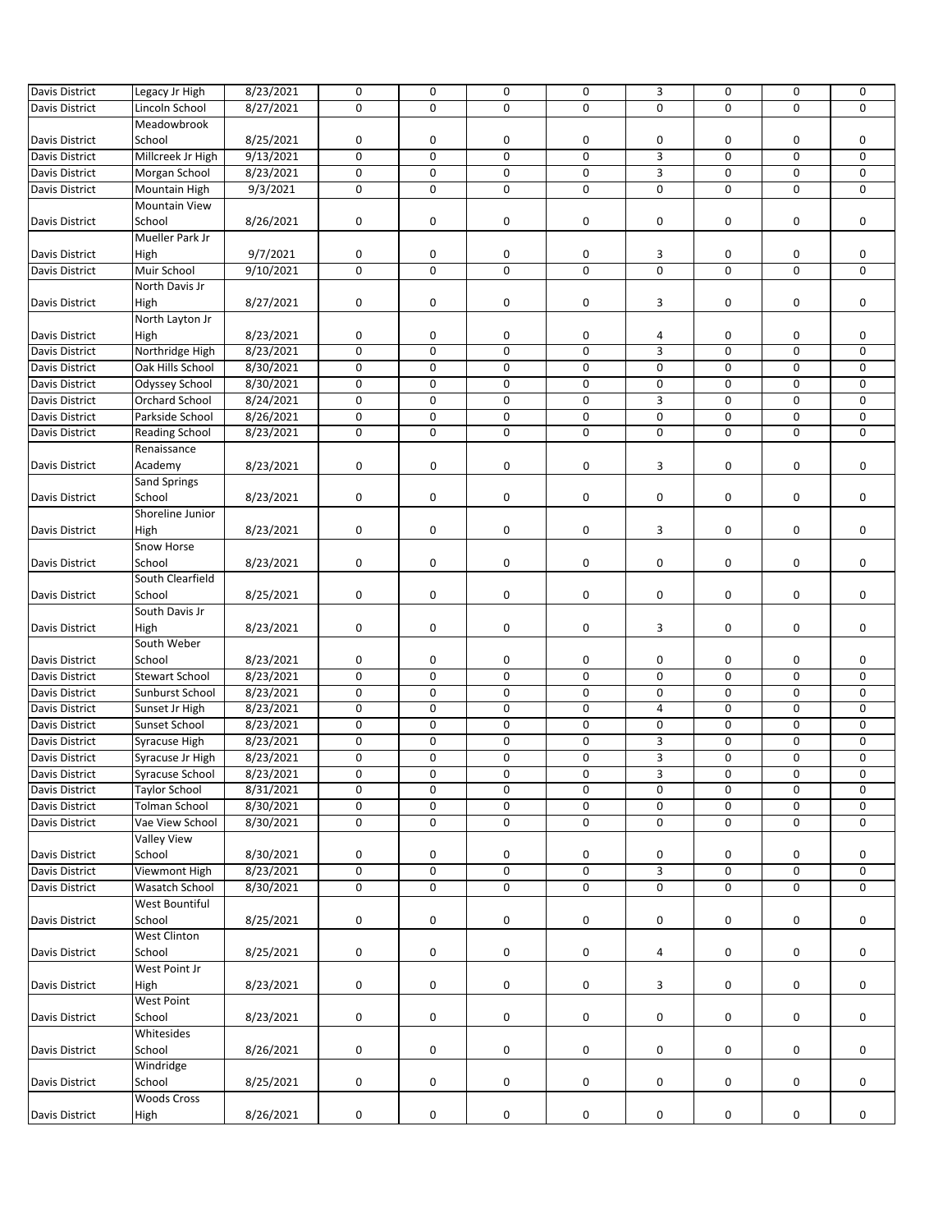| | | | | | | | | | | |
|---|---|---|---|---|---|---|---|---|---|---|
| Davis District | Legacy Jr High | 8/23/2021 | 0 | 0 | 0 | 0 | 3 | 0 | 0 | 0 |
| Davis District | Lincoln School | 8/27/2021 | 0 | 0 | 0 | 0 | 0 | 0 | 0 | 0 |
| Davis District | Meadowbrook School | 8/25/2021 | 0 | 0 | 0 | 0 | 0 | 0 | 0 | 0 |
| Davis District | Millcreek Jr High | 9/13/2021 | 0 | 0 | 0 | 0 | 3 | 0 | 0 | 0 |
| Davis District | Morgan School | 8/23/2021 | 0 | 0 | 0 | 0 | 3 | 0 | 0 | 0 |
| Davis District | Mountain High | 9/3/2021 | 0 | 0 | 0 | 0 | 0 | 0 | 0 | 0 |
| Davis District | Mountain View School | 8/26/2021 | 0 | 0 | 0 | 0 | 0 | 0 | 0 | 0 |
| Davis District | Mueller Park Jr High | 9/7/2021 | 0 | 0 | 0 | 0 | 3 | 0 | 0 | 0 |
| Davis District | Muir School | 9/10/2021 | 0 | 0 | 0 | 0 | 0 | 0 | 0 | 0 |
| Davis District | North Davis Jr High | 8/27/2021 | 0 | 0 | 0 | 0 | 3 | 0 | 0 | 0 |
| Davis District | North Layton Jr High | 8/23/2021 | 0 | 0 | 0 | 0 | 4 | 0 | 0 | 0 |
| Davis District | Northridge High | 8/23/2021 | 0 | 0 | 0 | 0 | 3 | 0 | 0 | 0 |
| Davis District | Oak Hills School | 8/30/2021 | 0 | 0 | 0 | 0 | 0 | 0 | 0 | 0 |
| Davis District | Odyssey School | 8/30/2021 | 0 | 0 | 0 | 0 | 0 | 0 | 0 | 0 |
| Davis District | Orchard School | 8/24/2021 | 0 | 0 | 0 | 0 | 3 | 0 | 0 | 0 |
| Davis District | Parkside School | 8/26/2021 | 0 | 0 | 0 | 0 | 0 | 0 | 0 | 0 |
| Davis District | Reading School | 8/23/2021 | 0 | 0 | 0 | 0 | 0 | 0 | 0 | 0 |
| Davis District | Renaissance Academy | 8/23/2021 | 0 | 0 | 0 | 0 | 3 | 0 | 0 | 0 |
| Davis District | Sand Springs School | 8/23/2021 | 0 | 0 | 0 | 0 | 0 | 0 | 0 | 0 |
| Davis District | Shoreline Junior High | 8/23/2021 | 0 | 0 | 0 | 0 | 3 | 0 | 0 | 0 |
| Davis District | Snow Horse School | 8/23/2021 | 0 | 0 | 0 | 0 | 0 | 0 | 0 | 0 |
| Davis District | South Clearfield School | 8/25/2021 | 0 | 0 | 0 | 0 | 0 | 0 | 0 | 0 |
| Davis District | South Davis Jr High | 8/23/2021 | 0 | 0 | 0 | 0 | 3 | 0 | 0 | 0 |
| Davis District | South Weber School | 8/23/2021 | 0 | 0 | 0 | 0 | 0 | 0 | 0 | 0 |
| Davis District | Stewart School | 8/23/2021 | 0 | 0 | 0 | 0 | 0 | 0 | 0 | 0 |
| Davis District | Sunburst School | 8/23/2021 | 0 | 0 | 0 | 0 | 0 | 0 | 0 | 0 |
| Davis District | Sunset Jr High | 8/23/2021 | 0 | 0 | 0 | 0 | 4 | 0 | 0 | 0 |
| Davis District | Sunset School | 8/23/2021 | 0 | 0 | 0 | 0 | 0 | 0 | 0 | 0 |
| Davis District | Syracuse High | 8/23/2021 | 0 | 0 | 0 | 0 | 3 | 0 | 0 | 0 |
| Davis District | Syracuse Jr High | 8/23/2021 | 0 | 0 | 0 | 0 | 3 | 0 | 0 | 0 |
| Davis District | Syracuse School | 8/23/2021 | 0 | 0 | 0 | 0 | 3 | 0 | 0 | 0 |
| Davis District | Taylor School | 8/31/2021 | 0 | 0 | 0 | 0 | 0 | 0 | 0 | 0 |
| Davis District | Tolman School | 8/30/2021 | 0 | 0 | 0 | 0 | 0 | 0 | 0 | 0 |
| Davis District | Vae View School | 8/30/2021 | 0 | 0 | 0 | 0 | 0 | 0 | 0 | 0 |
| Davis District | Valley View School | 8/30/2021 | 0 | 0 | 0 | 0 | 0 | 0 | 0 | 0 |
| Davis District | Viewmont High | 8/23/2021 | 0 | 0 | 0 | 0 | 3 | 0 | 0 | 0 |
| Davis District | Wasatch School | 8/30/2021 | 0 | 0 | 0 | 0 | 0 | 0 | 0 | 0 |
| Davis District | West Bountiful School | 8/25/2021 | 0 | 0 | 0 | 0 | 0 | 0 | 0 | 0 |
| Davis District | West Clinton School | 8/25/2021 | 0 | 0 | 0 | 0 | 4 | 0 | 0 | 0 |
| Davis District | West Point Jr High | 8/23/2021 | 0 | 0 | 0 | 0 | 3 | 0 | 0 | 0 |
| Davis District | West Point School | 8/23/2021 | 0 | 0 | 0 | 0 | 0 | 0 | 0 | 0 |
| Davis District | Whitesides School | 8/26/2021 | 0 | 0 | 0 | 0 | 0 | 0 | 0 | 0 |
| Davis District | Windridge School | 8/25/2021 | 0 | 0 | 0 | 0 | 0 | 0 | 0 | 0 |
| Davis District | Woods Cross High | 8/26/2021 | 0 | 0 | 0 | 0 | 0 | 0 | 0 | 0 |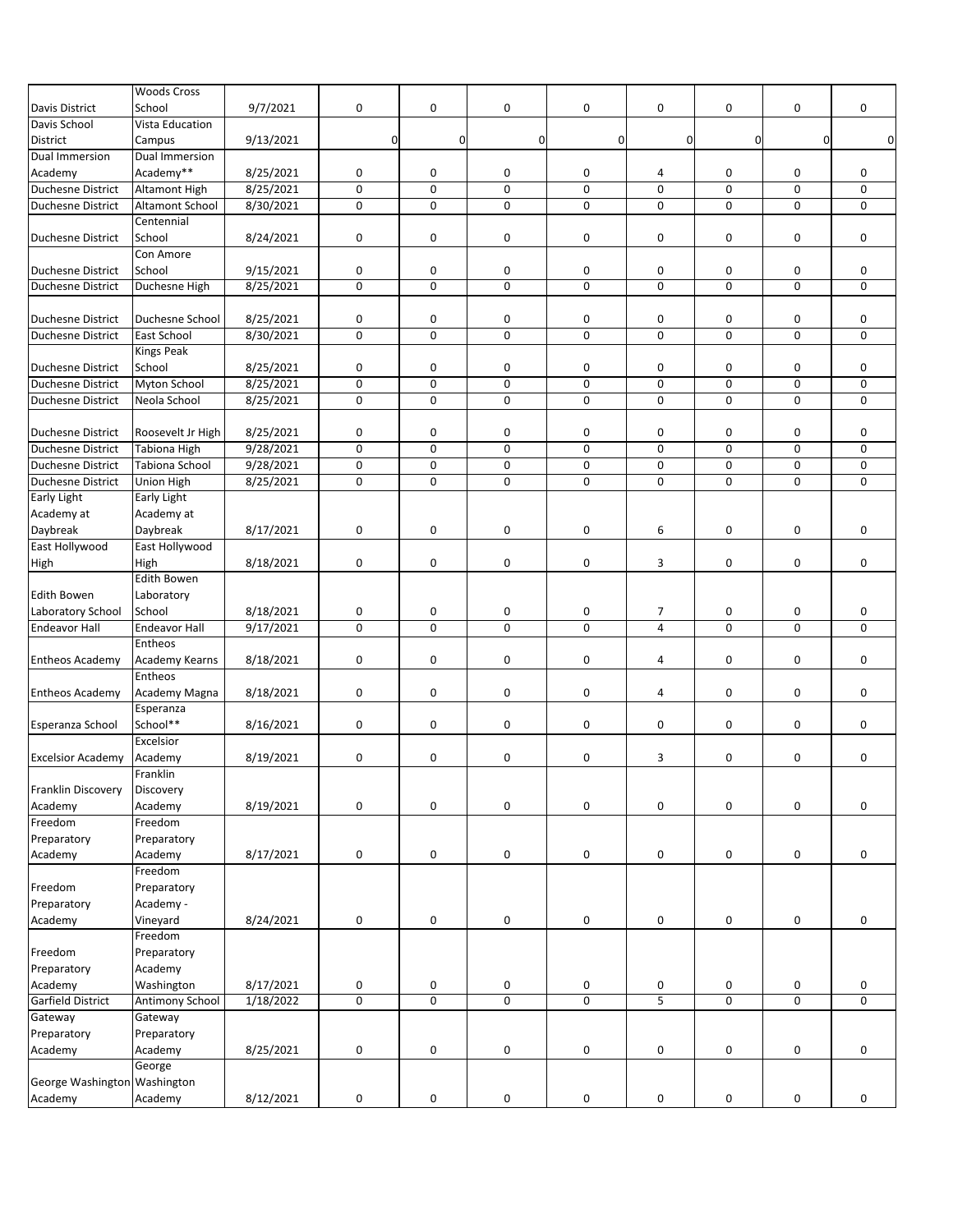| | | | | | | | | | | |
|---|---|---|---|---|---|---|---|---|---|---|
| Davis District | Woods Cross School | 9/7/2021 | 0 | 0 | 0 | 0 | 0 | 0 | 0 | 0 |
| Davis School District | Vista Education Campus | 9/13/2021 | 0 | 0 | 0 | 0 | 0 | 0 | 0 | 0 |
| Dual Immersion Academy | Dual Immersion Academy** | 8/25/2021 | 0 | 0 | 0 | 0 | 4 | 0 | 0 | 0 |
| Duchesne District | Altamont High | 8/25/2021 | 0 | 0 | 0 | 0 | 0 | 0 | 0 | 0 |
| Duchesne District | Altamont School | 8/30/2021 | 0 | 0 | 0 | 0 | 0 | 0 | 0 | 0 |
| Duchesne District | Centennial School | 8/24/2021 | 0 | 0 | 0 | 0 | 0 | 0 | 0 | 0 |
| Duchesne District | Con Amore School | 9/15/2021 | 0 | 0 | 0 | 0 | 0 | 0 | 0 | 0 |
| Duchesne District | Duchesne High | 8/25/2021 | 0 | 0 | 0 | 0 | 0 | 0 | 0 | 0 |
| Duchesne District | Duchesne School | 8/25/2021 | 0 | 0 | 0 | 0 | 0 | 0 | 0 | 0 |
| Duchesne District | East School | 8/30/2021 | 0 | 0 | 0 | 0 | 0 | 0 | 0 | 0 |
| Duchesne District | Kings Peak School | 8/25/2021 | 0 | 0 | 0 | 0 | 0 | 0 | 0 | 0 |
| Duchesne District | Myton School | 8/25/2021 | 0 | 0 | 0 | 0 | 0 | 0 | 0 | 0 |
| Duchesne District | Neola School | 8/25/2021 | 0 | 0 | 0 | 0 | 0 | 0 | 0 | 0 |
| Duchesne District | Roosevelt Jr High | 8/25/2021 | 0 | 0 | 0 | 0 | 0 | 0 | 0 | 0 |
| Duchesne District | Tabiona High | 9/28/2021 | 0 | 0 | 0 | 0 | 0 | 0 | 0 | 0 |
| Duchesne District | Tabiona School | 9/28/2021 | 0 | 0 | 0 | 0 | 0 | 0 | 0 | 0 |
| Duchesne District | Union High | 8/25/2021 | 0 | 0 | 0 | 0 | 0 | 0 | 0 | 0 |
| Early Light Academy at Daybreak | Early Light Academy at Daybreak | 8/17/2021 | 0 | 0 | 0 | 0 | 6 | 0 | 0 | 0 |
| East Hollywood High | East Hollywood High | 8/18/2021 | 0 | 0 | 0 | 0 | 3 | 0 | 0 | 0 |
| Edith Bowen Laboratory School | Edith Bowen Laboratory School | 8/18/2021 | 0 | 0 | 0 | 0 | 7 | 0 | 0 | 0 |
| Endeavor Hall | Endeavor Hall | 9/17/2021 | 0 | 0 | 0 | 0 | 4 | 0 | 0 | 0 |
| Entheos Academy | Entheos Academy Kearns | 8/18/2021 | 0 | 0 | 0 | 0 | 4 | 0 | 0 | 0 |
| Entheos Academy | Entheos Academy Magna | 8/18/2021 | 0 | 0 | 0 | 0 | 4 | 0 | 0 | 0 |
| Esperanza School | Esperanza School** | 8/16/2021 | 0 | 0 | 0 | 0 | 0 | 0 | 0 | 0 |
| Excelsior Academy | Excelsior Academy | 8/19/2021 | 0 | 0 | 0 | 0 | 3 | 0 | 0 | 0 |
| Franklin Discovery Academy | Franklin Discovery Academy | 8/19/2021 | 0 | 0 | 0 | 0 | 0 | 0 | 0 | 0 |
| Freedom Preparatory Academy | Freedom Preparatory Academy | 8/17/2021 | 0 | 0 | 0 | 0 | 0 | 0 | 0 | 0 |
| Freedom Preparatory Academy | Freedom Preparatory Academy - Vineyard | 8/24/2021 | 0 | 0 | 0 | 0 | 0 | 0 | 0 | 0 |
| Freedom Preparatory Academy | Freedom Preparatory Academy Washington | 8/17/2021 | 0 | 0 | 0 | 0 | 0 | 0 | 0 | 0 |
| Garfield District | Antimony School | 1/18/2022 | 0 | 0 | 0 | 0 | 5 | 0 | 0 | 0 |
| Gateway Preparatory Academy | Gateway Preparatory Academy | 8/25/2021 | 0 | 0 | 0 | 0 | 0 | 0 | 0 | 0 |
| George Washington Academy | George Washington Academy | 8/12/2021 | 0 | 0 | 0 | 0 | 0 | 0 | 0 | 0 |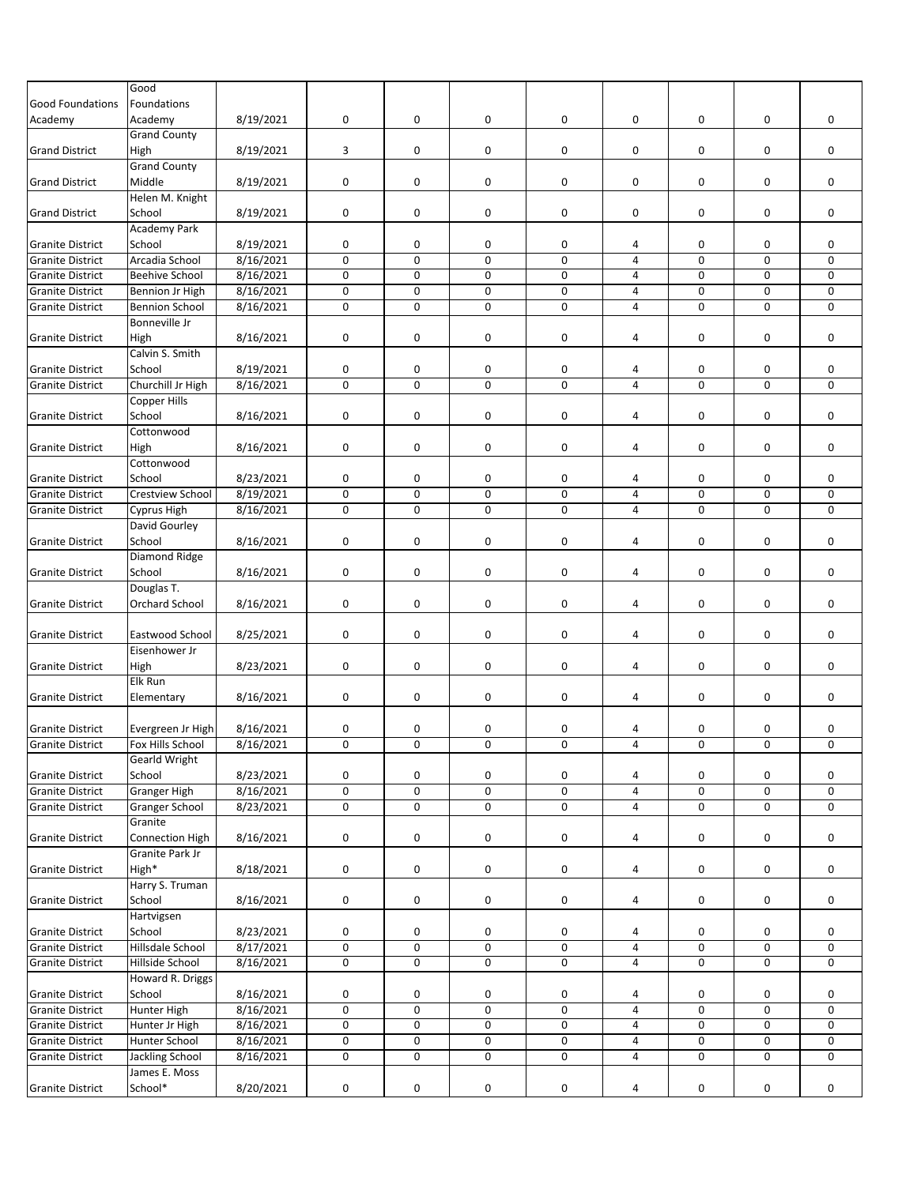| | | | | | | | | | | |
|---|---|---|---|---|---|---|---|---|---|---|
| Good Foundations Academy | Good Foundations Academy | 8/19/2021 | 0 | 0 | 0 | 0 | 0 | 0 | 0 | 0 |
| Grand District | Grand County High | 8/19/2021 | 3 | 0 | 0 | 0 | 0 | 0 | 0 | 0 |
| Grand District | Grand County Middle | 8/19/2021 | 0 | 0 | 0 | 0 | 0 | 0 | 0 | 0 |
| Grand District | Helen M. Knight School | 8/19/2021 | 0 | 0 | 0 | 0 | 0 | 0 | 0 | 0 |
| Granite District | Academy Park School | 8/19/2021 | 0 | 0 | 0 | 0 | 4 | 0 | 0 | 0 |
| Granite District | Arcadia School | 8/16/2021 | 0 | 0 | 0 | 0 | 4 | 0 | 0 | 0 |
| Granite District | Beehive School | 8/16/2021 | 0 | 0 | 0 | 0 | 4 | 0 | 0 | 0 |
| Granite District | Bennion Jr High | 8/16/2021 | 0 | 0 | 0 | 0 | 4 | 0 | 0 | 0 |
| Granite District | Bennion School | 8/16/2021 | 0 | 0 | 0 | 0 | 4 | 0 | 0 | 0 |
| Granite District | Bonneville Jr High | 8/16/2021 | 0 | 0 | 0 | 0 | 4 | 0 | 0 | 0 |
| Granite District | Calvin S. Smith School | 8/19/2021 | 0 | 0 | 0 | 0 | 4 | 0 | 0 | 0 |
| Granite District | Churchill Jr High | 8/16/2021 | 0 | 0 | 0 | 0 | 4 | 0 | 0 | 0 |
| Granite District | Copper Hills School | 8/16/2021 | 0 | 0 | 0 | 0 | 4 | 0 | 0 | 0 |
| Granite District | Cottonwood High | 8/16/2021 | 0 | 0 | 0 | 0 | 4 | 0 | 0 | 0 |
| Granite District | Cottonwood School | 8/23/2021 | 0 | 0 | 0 | 0 | 4 | 0 | 0 | 0 |
| Granite District | Crestview School | 8/19/2021 | 0 | 0 | 0 | 0 | 4 | 0 | 0 | 0 |
| Granite District | Cyprus High | 8/16/2021 | 0 | 0 | 0 | 0 | 4 | 0 | 0 | 0 |
| Granite District | David Gourley School | 8/16/2021 | 0 | 0 | 0 | 0 | 4 | 0 | 0 | 0 |
| Granite District | Diamond Ridge School | 8/16/2021 | 0 | 0 | 0 | 0 | 4 | 0 | 0 | 0 |
| Granite District | Douglas T. Orchard School | 8/16/2021 | 0 | 0 | 0 | 0 | 4 | 0 | 0 | 0 |
| Granite District | Eastwood School | 8/25/2021 | 0 | 0 | 0 | 0 | 4 | 0 | 0 | 0 |
| Granite District | Eisenhower Jr High | 8/23/2021 | 0 | 0 | 0 | 0 | 4 | 0 | 0 | 0 |
| Granite District | Elk Run Elementary | 8/16/2021 | 0 | 0 | 0 | 0 | 4 | 0 | 0 | 0 |
| Granite District | Evergreen Jr High | 8/16/2021 | 0 | 0 | 0 | 0 | 4 | 0 | 0 | 0 |
| Granite District | Fox Hills School | 8/16/2021 | 0 | 0 | 0 | 0 | 4 | 0 | 0 | 0 |
| Granite District | Gearld Wright School | 8/23/2021 | 0 | 0 | 0 | 0 | 4 | 0 | 0 | 0 |
| Granite District | Granger High | 8/16/2021 | 0 | 0 | 0 | 0 | 4 | 0 | 0 | 0 |
| Granite District | Granger School | 8/23/2021 | 0 | 0 | 0 | 0 | 4 | 0 | 0 | 0 |
| Granite District | Granite Connection High | 8/16/2021 | 0 | 0 | 0 | 0 | 4 | 0 | 0 | 0 |
| Granite District | Granite Park Jr High* | 8/18/2021 | 0 | 0 | 0 | 0 | 4 | 0 | 0 | 0 |
| Granite District | Harry S. Truman School | 8/16/2021 | 0 | 0 | 0 | 0 | 4 | 0 | 0 | 0 |
| Granite District | Hartvigsen School | 8/23/2021 | 0 | 0 | 0 | 0 | 4 | 0 | 0 | 0 |
| Granite District | Hillsdale School | 8/17/2021 | 0 | 0 | 0 | 0 | 4 | 0 | 0 | 0 |
| Granite District | Hillside School | 8/16/2021 | 0 | 0 | 0 | 0 | 4 | 0 | 0 | 0 |
| Granite District | Howard R. Driggs School | 8/16/2021 | 0 | 0 | 0 | 0 | 4 | 0 | 0 | 0 |
| Granite District | Hunter High | 8/16/2021 | 0 | 0 | 0 | 0 | 4 | 0 | 0 | 0 |
| Granite District | Hunter Jr High | 8/16/2021 | 0 | 0 | 0 | 0 | 4 | 0 | 0 | 0 |
| Granite District | Hunter School | 8/16/2021 | 0 | 0 | 0 | 0 | 4 | 0 | 0 | 0 |
| Granite District | Jackling School | 8/16/2021 | 0 | 0 | 0 | 0 | 4 | 0 | 0 | 0 |
| Granite District | James E. Moss School* | 8/20/2021 | 0 | 0 | 0 | 0 | 4 | 0 | 0 | 0 |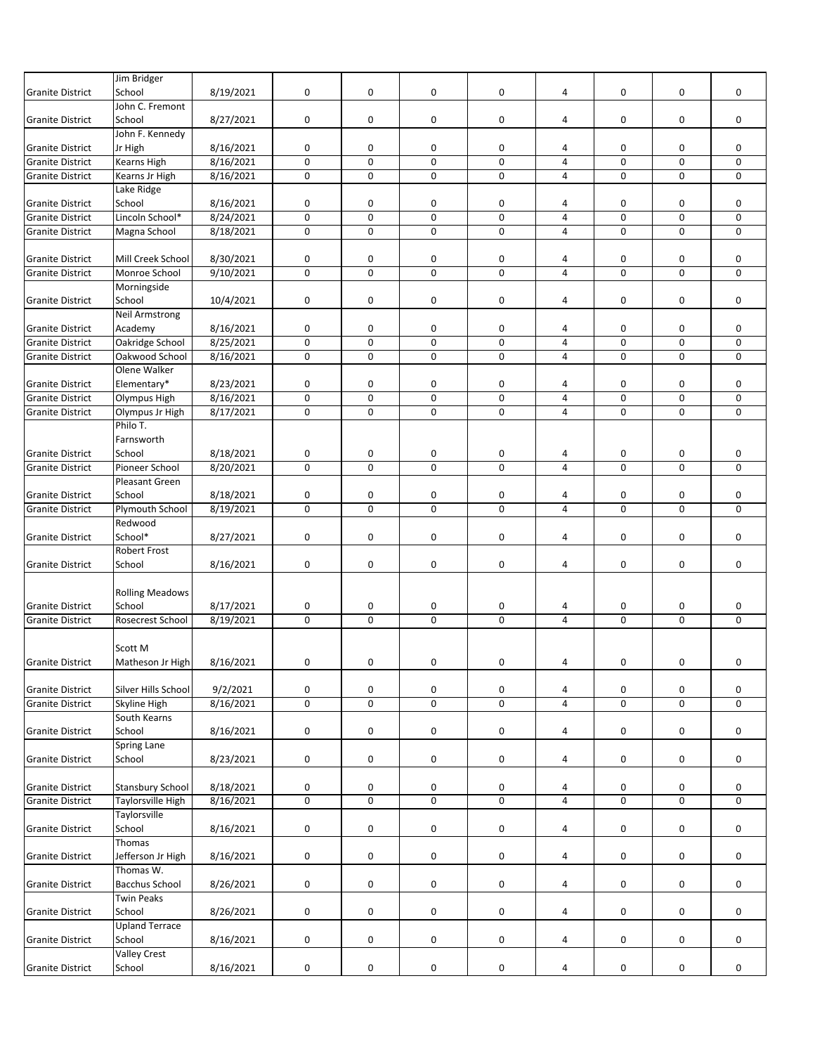| | | | | | | | | | | |
|---|---|---|---|---|---|---|---|---|---|---|
| Granite District | Jim Bridger School | 8/19/2021 | 0 | 0 | 0 | 0 | 4 | 0 | 0 | 0 |
| Granite District | John C. Fremont School | 8/27/2021 | 0 | 0 | 0 | 0 | 4 | 0 | 0 | 0 |
| Granite District | John F. Kennedy Jr High | 8/16/2021 | 0 | 0 | 0 | 0 | 4 | 0 | 0 | 0 |
| Granite District | Kearns High | 8/16/2021 | 0 | 0 | 0 | 0 | 4 | 0 | 0 | 0 |
| Granite District | Kearns Jr High | 8/16/2021 | 0 | 0 | 0 | 0 | 4 | 0 | 0 | 0 |
| Granite District | Lake Ridge School | 8/16/2021 | 0 | 0 | 0 | 0 | 4 | 0 | 0 | 0 |
| Granite District | Lincoln School* | 8/24/2021 | 0 | 0 | 0 | 0 | 4 | 0 | 0 | 0 |
| Granite District | Magna School | 8/18/2021 | 0 | 0 | 0 | 0 | 4 | 0 | 0 | 0 |
| Granite District | Mill Creek School | 8/30/2021 | 0 | 0 | 0 | 0 | 4 | 0 | 0 | 0 |
| Granite District | Monroe School | 9/10/2021 | 0 | 0 | 0 | 0 | 4 | 0 | 0 | 0 |
| Granite District | Morningside School | 10/4/2021 | 0 | 0 | 0 | 0 | 4 | 0 | 0 | 0 |
| Granite District | Neil Armstrong Academy | 8/16/2021 | 0 | 0 | 0 | 0 | 4 | 0 | 0 | 0 |
| Granite District | Oakridge School | 8/25/2021 | 0 | 0 | 0 | 0 | 4 | 0 | 0 | 0 |
| Granite District | Oakwood School | 8/16/2021 | 0 | 0 | 0 | 0 | 4 | 0 | 0 | 0 |
| Granite District | Olene Walker Elementary* | 8/23/2021 | 0 | 0 | 0 | 0 | 4 | 0 | 0 | 0 |
| Granite District | Olympus High | 8/16/2021 | 0 | 0 | 0 | 0 | 4 | 0 | 0 | 0 |
| Granite District | Olympus Jr High | 8/17/2021 | 0 | 0 | 0 | 0 | 4 | 0 | 0 | 0 |
| Granite District | Philo T. Farnsworth School | 8/18/2021 | 0 | 0 | 0 | 0 | 4 | 0 | 0 | 0 |
| Granite District | Pioneer School | 8/20/2021 | 0 | 0 | 0 | 0 | 4 | 0 | 0 | 0 |
| Granite District | Pleasant Green School | 8/18/2021 | 0 | 0 | 0 | 0 | 4 | 0 | 0 | 0 |
| Granite District | Plymouth School | 8/19/2021 | 0 | 0 | 0 | 0 | 4 | 0 | 0 | 0 |
| Granite District | Redwood School* | 8/27/2021 | 0 | 0 | 0 | 0 | 4 | 0 | 0 | 0 |
| Granite District | Robert Frost School | 8/16/2021 | 0 | 0 | 0 | 0 | 4 | 0 | 0 | 0 |
| Granite District | Rolling Meadows School | 8/17/2021 | 0 | 0 | 0 | 0 | 4 | 0 | 0 | 0 |
| Granite District | Rosecrest School | 8/19/2021 | 0 | 0 | 0 | 0 | 4 | 0 | 0 | 0 |
| Granite District | Scott M Matheson Jr High | 8/16/2021 | 0 | 0 | 0 | 0 | 4 | 0 | 0 | 0 |
| Granite District | Silver Hills School | 9/2/2021 | 0 | 0 | 0 | 0 | 4 | 0 | 0 | 0 |
| Granite District | Skyline High | 8/16/2021 | 0 | 0 | 0 | 0 | 4 | 0 | 0 | 0 |
| Granite District | South Kearns School | 8/16/2021 | 0 | 0 | 0 | 0 | 4 | 0 | 0 | 0 |
| Granite District | Spring Lane School | 8/23/2021 | 0 | 0 | 0 | 0 | 4 | 0 | 0 | 0 |
| Granite District | Stansbury School | 8/18/2021 | 0 | 0 | 0 | 0 | 4 | 0 | 0 | 0 |
| Granite District | Taylorsville High | 8/16/2021 | 0 | 0 | 0 | 0 | 4 | 0 | 0 | 0 |
| Granite District | Taylorsville School | 8/16/2021 | 0 | 0 | 0 | 0 | 4 | 0 | 0 | 0 |
| Granite District | Thomas Jefferson Jr High | 8/16/2021 | 0 | 0 | 0 | 0 | 4 | 0 | 0 | 0 |
| Granite District | Thomas W. Bacchus School | 8/26/2021 | 0 | 0 | 0 | 0 | 4 | 0 | 0 | 0 |
| Granite District | Twin Peaks School | 8/26/2021 | 0 | 0 | 0 | 0 | 4 | 0 | 0 | 0 |
| Granite District | Upland Terrace School | 8/16/2021 | 0 | 0 | 0 | 0 | 4 | 0 | 0 | 0 |
| Granite District | Valley Crest School | 8/16/2021 | 0 | 0 | 0 | 0 | 4 | 0 | 0 | 0 |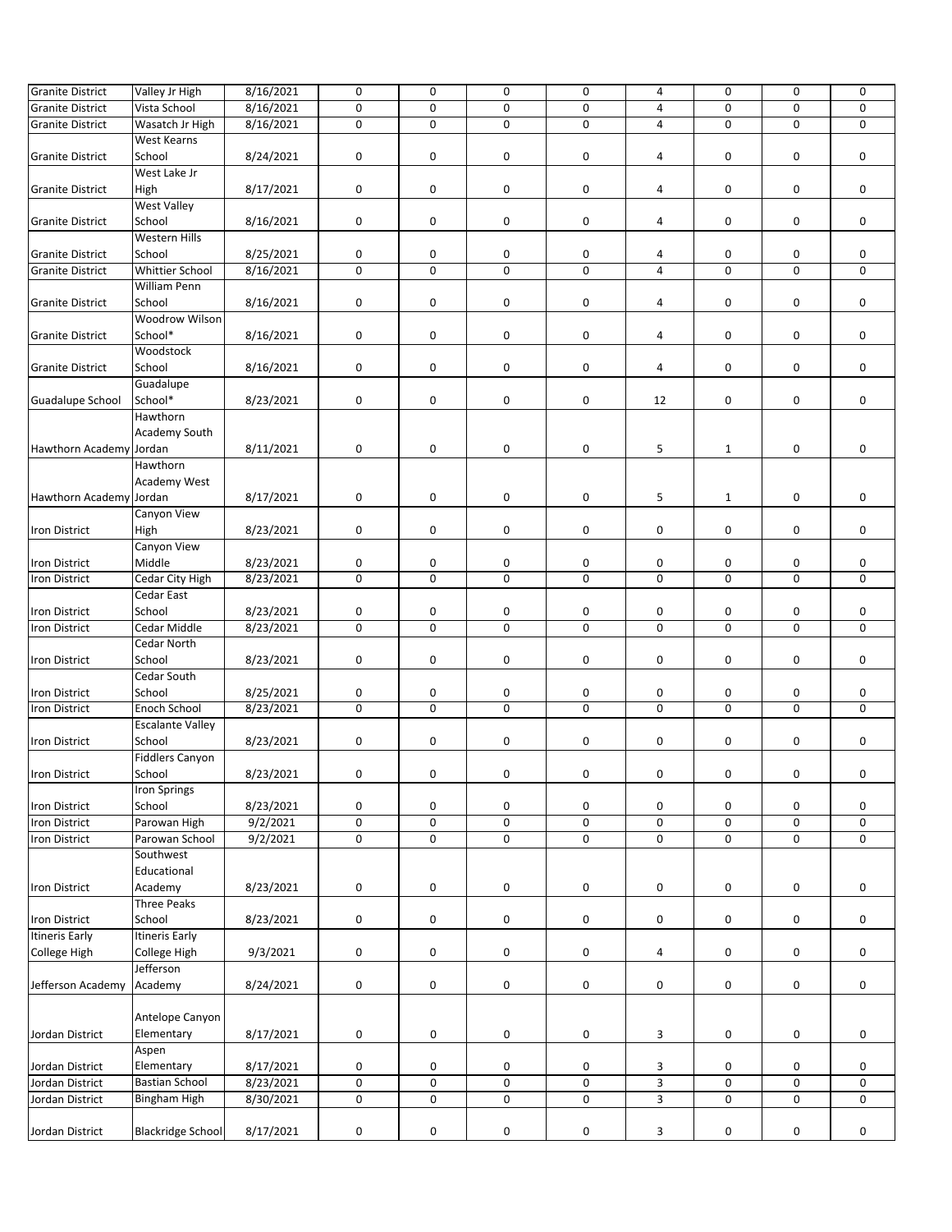| | | | | | | | | | | |
|---|---|---|---|---|---|---|---|---|---|---|
| Granite District | Valley Jr High | 8/16/2021 | 0 | 0 | 0 | 0 | 4 | 0 | 0 | 0 |
| Granite District | Vista School | 8/16/2021 | 0 | 0 | 0 | 0 | 4 | 0 | 0 | 0 |
| Granite District | Wasatch Jr High | 8/16/2021 | 0 | 0 | 0 | 0 | 4 | 0 | 0 | 0 |
| Granite District | West Kearns School | 8/24/2021 | 0 | 0 | 0 | 0 | 4 | 0 | 0 | 0 |
| Granite District | West Lake Jr High | 8/17/2021 | 0 | 0 | 0 | 0 | 4 | 0 | 0 | 0 |
| Granite District | West Valley School | 8/16/2021 | 0 | 0 | 0 | 0 | 4 | 0 | 0 | 0 |
| Granite District | Western Hills School | 8/25/2021 | 0 | 0 | 0 | 0 | 4 | 0 | 0 | 0 |
| Granite District | Whittier School | 8/16/2021 | 0 | 0 | 0 | 0 | 4 | 0 | 0 | 0 |
| Granite District | William Penn School | 8/16/2021 | 0 | 0 | 0 | 0 | 4 | 0 | 0 | 0 |
| Granite District | Woodrow Wilson School* | 8/16/2021 | 0 | 0 | 0 | 0 | 4 | 0 | 0 | 0 |
| Granite District | Woodstock School | 8/16/2021 | 0 | 0 | 0 | 0 | 4 | 0 | 0 | 0 |
| Guadalupe School | Guadalupe School* | 8/23/2021 | 0 | 0 | 0 | 0 | 12 | 0 | 0 | 0 |
| Hawthorn Academy | Hawthorn Academy South Jordan | 8/11/2021 | 0 | 0 | 0 | 0 | 5 | 1 | 0 | 0 |
| Hawthorn Academy | Hawthorn Academy West Jordan | 8/17/2021 | 0 | 0 | 0 | 0 | 5 | 1 | 0 | 0 |
| Iron District | Canyon View High | 8/23/2021 | 0 | 0 | 0 | 0 | 0 | 0 | 0 | 0 |
| Iron District | Canyon View Middle | 8/23/2021 | 0 | 0 | 0 | 0 | 0 | 0 | 0 | 0 |
| Iron District | Cedar City High | 8/23/2021 | 0 | 0 | 0 | 0 | 0 | 0 | 0 | 0 |
| Iron District | Cedar East School | 8/23/2021 | 0 | 0 | 0 | 0 | 0 | 0 | 0 | 0 |
| Iron District | Cedar Middle | 8/23/2021 | 0 | 0 | 0 | 0 | 0 | 0 | 0 | 0 |
| Iron District | Cedar North School | 8/23/2021 | 0 | 0 | 0 | 0 | 0 | 0 | 0 | 0 |
| Iron District | Cedar South School | 8/25/2021 | 0 | 0 | 0 | 0 | 0 | 0 | 0 | 0 |
| Iron District | Enoch School | 8/23/2021 | 0 | 0 | 0 | 0 | 0 | 0 | 0 | 0 |
| Iron District | Escalante Valley School | 8/23/2021 | 0 | 0 | 0 | 0 | 0 | 0 | 0 | 0 |
| Iron District | Fiddlers Canyon School | 8/23/2021 | 0 | 0 | 0 | 0 | 0 | 0 | 0 | 0 |
| Iron District | Iron Springs School | 8/23/2021 | 0 | 0 | 0 | 0 | 0 | 0 | 0 | 0 |
| Iron District | Parowan High | 9/2/2021 | 0 | 0 | 0 | 0 | 0 | 0 | 0 | 0 |
| Iron District | Parowan School | 9/2/2021 | 0 | 0 | 0 | 0 | 0 | 0 | 0 | 0 |
| Iron District | Southwest Educational Academy | 8/23/2021 | 0 | 0 | 0 | 0 | 0 | 0 | 0 | 0 |
| Iron District | Three Peaks School | 8/23/2021 | 0 | 0 | 0 | 0 | 0 | 0 | 0 | 0 |
| Itineris Early College High | Itineris Early College High | 9/3/2021 | 0 | 0 | 0 | 0 | 4 | 0 | 0 | 0 |
| Jefferson Academy | Jefferson Academy | 8/24/2021 | 0 | 0 | 0 | 0 | 0 | 0 | 0 | 0 |
| Jordan District | Antelope Canyon Elementary | 8/17/2021 | 0 | 0 | 0 | 0 | 3 | 0 | 0 | 0 |
| Jordan District | Aspen Elementary | 8/17/2021 | 0 | 0 | 0 | 0 | 3 | 0 | 0 | 0 |
| Jordan District | Bastian School | 8/23/2021 | 0 | 0 | 0 | 0 | 3 | 0 | 0 | 0 |
| Jordan District | Bingham High | 8/30/2021 | 0 | 0 | 0 | 0 | 3 | 0 | 0 | 0 |
| Jordan District | Blackridge School | 8/17/2021 | 0 | 0 | 0 | 0 | 3 | 0 | 0 | 0 |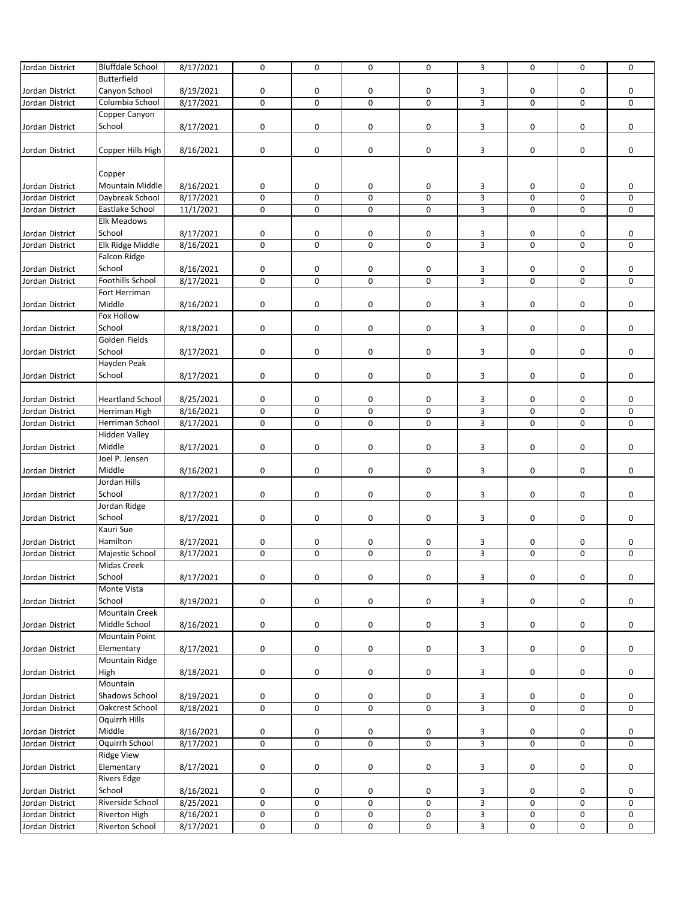| | | | | | | | | | | |
|---|---|---|---|---|---|---|---|---|---|---|
| Jordan District | Bluffdale School | 8/17/2021 | 0 | 0 | 0 | 0 | 3 | 0 | 0 | 0 |
| Jordan District | Butterfield Canyon School | 8/19/2021 | 0 | 0 | 0 | 0 | 3 | 0 | 0 | 0 |
| Jordan District | Columbia School | 8/17/2021 | 0 | 0 | 0 | 0 | 3 | 0 | 0 | 0 |
| Jordan District | Copper Canyon School | 8/17/2021 | 0 | 0 | 0 | 0 | 3 | 0 | 0 | 0 |
| Jordan District | Copper Hills High | 8/16/2021 | 0 | 0 | 0 | 0 | 3 | 0 | 0 | 0 |
| Jordan District | Copper Mountain Middle | 8/16/2021 | 0 | 0 | 0 | 0 | 3 | 0 | 0 | 0 |
| Jordan District | Daybreak School | 8/17/2021 | 0 | 0 | 0 | 0 | 3 | 0 | 0 | 0 |
| Jordan District | Eastlake School | 11/1/2021 | 0 | 0 | 0 | 0 | 3 | 0 | 0 | 0 |
| Jordan District | Elk Meadows School | 8/17/2021 | 0 | 0 | 0 | 0 | 3 | 0 | 0 | 0 |
| Jordan District | Elk Ridge Middle | 8/16/2021 | 0 | 0 | 0 | 0 | 3 | 0 | 0 | 0 |
| Jordan District | Falcon Ridge School | 8/16/2021 | 0 | 0 | 0 | 0 | 3 | 0 | 0 | 0 |
| Jordan District | Foothills School | 8/17/2021 | 0 | 0 | 0 | 0 | 3 | 0 | 0 | 0 |
| Jordan District | Fort Herriman Middle | 8/16/2021 | 0 | 0 | 0 | 0 | 3 | 0 | 0 | 0 |
| Jordan District | Fox Hollow School | 8/18/2021 | 0 | 0 | 0 | 0 | 3 | 0 | 0 | 0 |
| Jordan District | Golden Fields School | 8/17/2021 | 0 | 0 | 0 | 0 | 3 | 0 | 0 | 0 |
| Jordan District | Hayden Peak School | 8/17/2021 | 0 | 0 | 0 | 0 | 3 | 0 | 0 | 0 |
| Jordan District | Heartland School | 8/25/2021 | 0 | 0 | 0 | 0 | 3 | 0 | 0 | 0 |
| Jordan District | Herriman High | 8/16/2021 | 0 | 0 | 0 | 0 | 3 | 0 | 0 | 0 |
| Jordan District | Herriman School | 8/17/2021 | 0 | 0 | 0 | 0 | 3 | 0 | 0 | 0 |
| Jordan District | Hidden Valley Middle | 8/17/2021 | 0 | 0 | 0 | 0 | 3 | 0 | 0 | 0 |
| Jordan District | Joel P. Jensen Middle | 8/16/2021 | 0 | 0 | 0 | 0 | 3 | 0 | 0 | 0 |
| Jordan District | Jordan Hills School | 8/17/2021 | 0 | 0 | 0 | 0 | 3 | 0 | 0 | 0 |
| Jordan District | Jordan Ridge School | 8/17/2021 | 0 | 0 | 0 | 0 | 3 | 0 | 0 | 0 |
| Jordan District | Kauri Sue Hamilton | 8/17/2021 | 0 | 0 | 0 | 0 | 3 | 0 | 0 | 0 |
| Jordan District | Majestic School | 8/17/2021 | 0 | 0 | 0 | 0 | 3 | 0 | 0 | 0 |
| Jordan District | Midas Creek School | 8/17/2021 | 0 | 0 | 0 | 0 | 3 | 0 | 0 | 0 |
| Jordan District | Monte Vista School | 8/19/2021 | 0 | 0 | 0 | 0 | 3 | 0 | 0 | 0 |
| Jordan District | Mountain Creek Middle School | 8/16/2021 | 0 | 0 | 0 | 0 | 3 | 0 | 0 | 0 |
| Jordan District | Mountain Point Elementary | 8/17/2021 | 0 | 0 | 0 | 0 | 3 | 0 | 0 | 0 |
| Jordan District | Mountain Ridge High | 8/18/2021 | 0 | 0 | 0 | 0 | 3 | 0 | 0 | 0 |
| Jordan District | Mountain Shadows School | 8/19/2021 | 0 | 0 | 0 | 0 | 3 | 0 | 0 | 0 |
| Jordan District | Oakcrest School | 8/18/2021 | 0 | 0 | 0 | 0 | 3 | 0 | 0 | 0 |
| Jordan District | Oquirrh Hills Middle | 8/16/2021 | 0 | 0 | 0 | 0 | 3 | 0 | 0 | 0 |
| Jordan District | Oquirrh School | 8/17/2021 | 0 | 0 | 0 | 0 | 3 | 0 | 0 | 0 |
| Jordan District | Ridge View Elementary | 8/17/2021 | 0 | 0 | 0 | 0 | 3 | 0 | 0 | 0 |
| Jordan District | Rivers Edge School | 8/16/2021 | 0 | 0 | 0 | 0 | 3 | 0 | 0 | 0 |
| Jordan District | Riverside School | 8/25/2021 | 0 | 0 | 0 | 0 | 3 | 0 | 0 | 0 |
| Jordan District | Riverton High | 8/16/2021 | 0 | 0 | 0 | 0 | 3 | 0 | 0 | 0 |
| Jordan District | Riverton School | 8/17/2021 | 0 | 0 | 0 | 0 | 3 | 0 | 0 | 0 |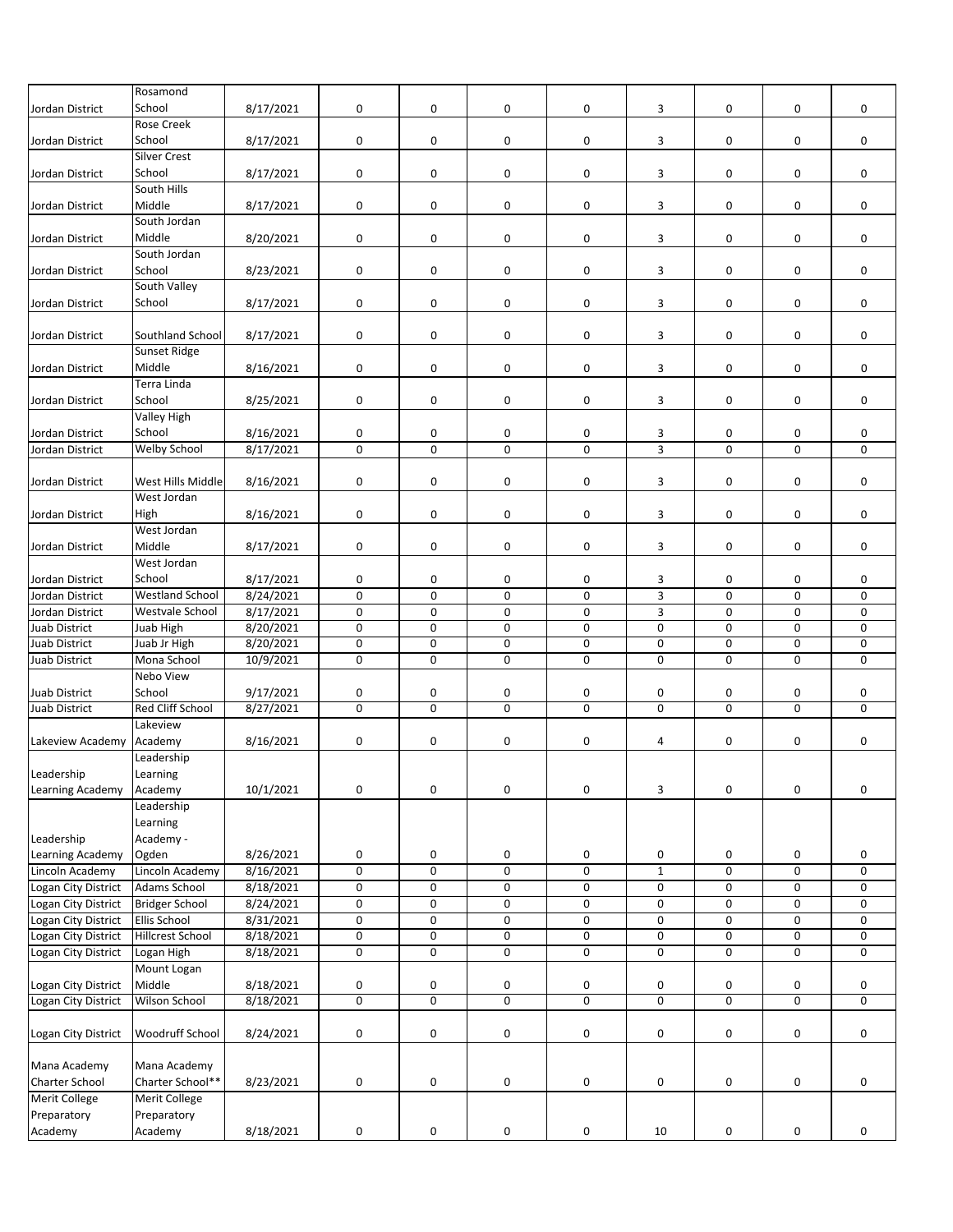| | | | | | | | | | | |
|---|---|---|---|---|---|---|---|---|---|---|
| Jordan District | Rosamond School | 8/17/2021 | 0 | 0 | 0 | 0 | 3 | 0 | 0 | 0 |
| Jordan District | Rose Creek School | 8/17/2021 | 0 | 0 | 0 | 0 | 3 | 0 | 0 | 0 |
| Jordan District | Silver Crest School | 8/17/2021 | 0 | 0 | 0 | 0 | 3 | 0 | 0 | 0 |
| Jordan District | South Hills Middle | 8/17/2021 | 0 | 0 | 0 | 0 | 3 | 0 | 0 | 0 |
| Jordan District | South Jordan Middle | 8/20/2021 | 0 | 0 | 0 | 0 | 3 | 0 | 0 | 0 |
| Jordan District | South Jordan School | 8/23/2021 | 0 | 0 | 0 | 0 | 3 | 0 | 0 | 0 |
| Jordan District | South Valley School | 8/17/2021 | 0 | 0 | 0 | 0 | 3 | 0 | 0 | 0 |
| Jordan District | Southland School | 8/17/2021 | 0 | 0 | 0 | 0 | 3 | 0 | 0 | 0 |
| Jordan District | Sunset Ridge Middle | 8/16/2021 | 0 | 0 | 0 | 0 | 3 | 0 | 0 | 0 |
| Jordan District | Terra Linda School | 8/25/2021 | 0 | 0 | 0 | 0 | 3 | 0 | 0 | 0 |
| Jordan District | Valley High School | 8/16/2021 | 0 | 0 | 0 | 0 | 3 | 0 | 0 | 0 |
| Jordan District | Welby School | 8/17/2021 | 0 | 0 | 0 | 0 | 3 | 0 | 0 | 0 |
| Jordan District | West Hills Middle | 8/16/2021 | 0 | 0 | 0 | 0 | 3 | 0 | 0 | 0 |
| Jordan District | West Jordan High | 8/16/2021 | 0 | 0 | 0 | 0 | 3 | 0 | 0 | 0 |
| Jordan District | West Jordan Middle | 8/17/2021 | 0 | 0 | 0 | 0 | 3 | 0 | 0 | 0 |
| Jordan District | West Jordan School | 8/17/2021 | 0 | 0 | 0 | 0 | 3 | 0 | 0 | 0 |
| Jordan District | Westland School | 8/24/2021 | 0 | 0 | 0 | 0 | 3 | 0 | 0 | 0 |
| Jordan District | Westvale School | 8/17/2021 | 0 | 0 | 0 | 0 | 3 | 0 | 0 | 0 |
| Juab District | Juab High | 8/20/2021 | 0 | 0 | 0 | 0 | 0 | 0 | 0 | 0 |
| Juab District | Juab Jr High | 8/20/2021 | 0 | 0 | 0 | 0 | 0 | 0 | 0 | 0 |
| Juab District | Mona School | 10/9/2021 | 0 | 0 | 0 | 0 | 0 | 0 | 0 | 0 |
| Juab District | Nebo View School | 9/17/2021 | 0 | 0 | 0 | 0 | 0 | 0 | 0 | 0 |
| Juab District | Red Cliff School | 8/27/2021 | 0 | 0 | 0 | 0 | 0 | 0 | 0 | 0 |
| Lakeview Academy | Lakeview Academy | 8/16/2021 | 0 | 0 | 0 | 0 | 4 | 0 | 0 | 0 |
| Leadership Learning Academy | Leadership Learning Academy | 10/1/2021 | 0 | 0 | 0 | 0 | 3 | 0 | 0 | 0 |
| Leadership Learning Academy | Leadership Learning Academy - Ogden | 8/26/2021 | 0 | 0 | 0 | 0 | 0 | 0 | 0 | 0 |
| Lincoln Academy | Lincoln Academy | 8/16/2021 | 0 | 0 | 0 | 0 | 1 | 0 | 0 | 0 |
| Logan City District | Adams School | 8/18/2021 | 0 | 0 | 0 | 0 | 0 | 0 | 0 | 0 |
| Logan City District | Bridger School | 8/24/2021 | 0 | 0 | 0 | 0 | 0 | 0 | 0 | 0 |
| Logan City District | Ellis School | 8/31/2021 | 0 | 0 | 0 | 0 | 0 | 0 | 0 | 0 |
| Logan City District | Hillcrest School | 8/18/2021 | 0 | 0 | 0 | 0 | 0 | 0 | 0 | 0 |
| Logan City District | Logan High | 8/18/2021 | 0 | 0 | 0 | 0 | 0 | 0 | 0 | 0 |
| Logan City District | Mount Logan Middle | 8/18/2021 | 0 | 0 | 0 | 0 | 0 | 0 | 0 | 0 |
| Logan City District | Wilson School | 8/18/2021 | 0 | 0 | 0 | 0 | 0 | 0 | 0 | 0 |
| Logan City District | Woodruff School | 8/24/2021 | 0 | 0 | 0 | 0 | 0 | 0 | 0 | 0 |
| Mana Academy Charter School | Mana Academy Charter School** | 8/23/2021 | 0 | 0 | 0 | 0 | 0 | 0 | 0 | 0 |
| Merit College Preparatory Academy | Merit College Preparatory Academy | 8/18/2021 | 0 | 0 | 0 | 0 | 10 | 0 | 0 | 0 |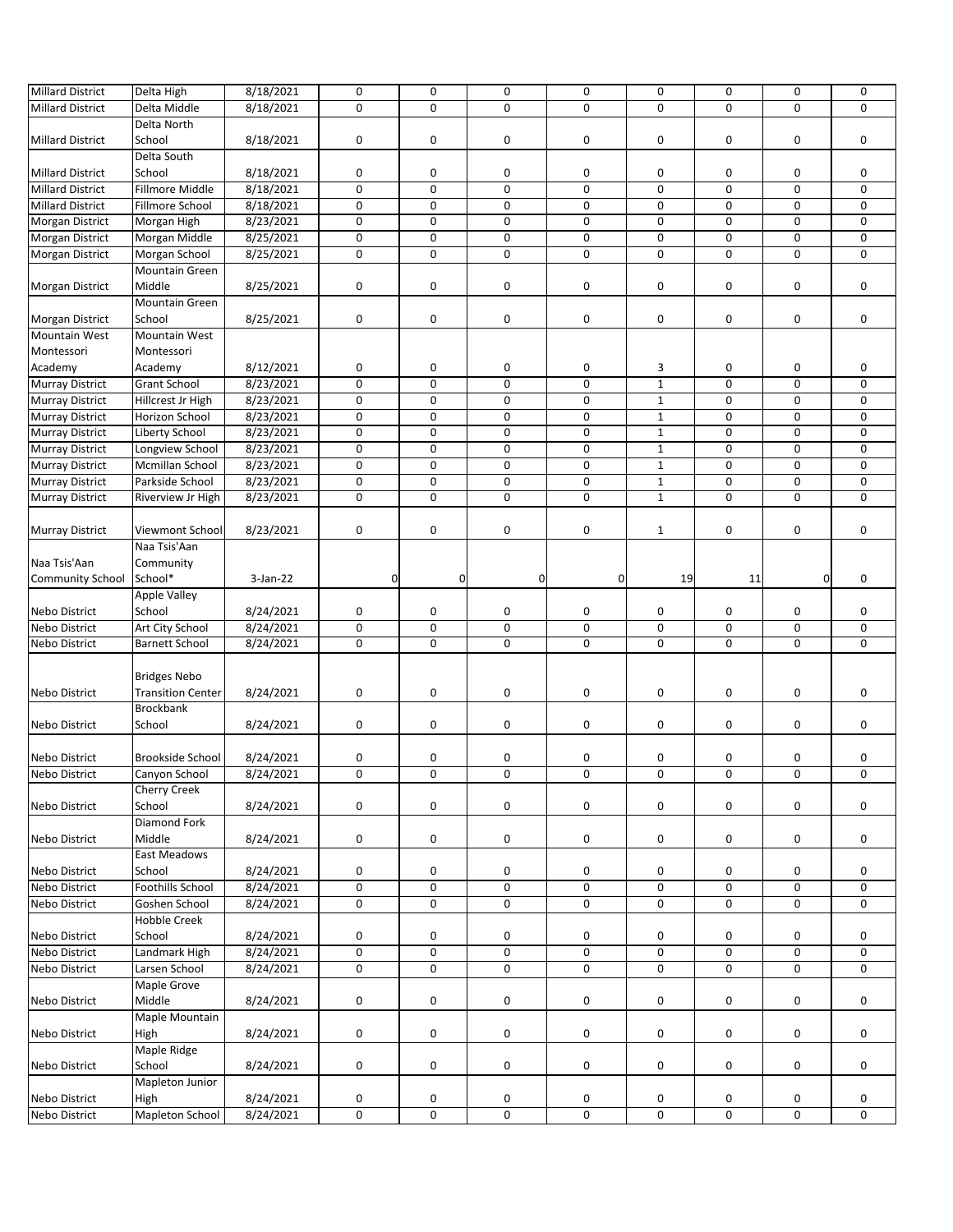| Millard District | Delta High | 8/18/2021 | 0 | 0 | 0 | 0 | 0 | 0 | 0 | 0 |
|---|---|---|---|---|---|---|---|---|---|---|
| Millard District | Delta Middle | 8/18/2021 | 0 | 0 | 0 | 0 | 0 | 0 | 0 | 0 |
| Millard District | Delta North School | 8/18/2021 | 0 | 0 | 0 | 0 | 0 | 0 | 0 | 0 |
| Millard District | Delta South School | 8/18/2021 | 0 | 0 | 0 | 0 | 0 | 0 | 0 | 0 |
| Millard District | Fillmore Middle | 8/18/2021 | 0 | 0 | 0 | 0 | 0 | 0 | 0 | 0 |
| Millard District | Fillmore School | 8/18/2021 | 0 | 0 | 0 | 0 | 0 | 0 | 0 | 0 |
| Morgan District | Morgan High | 8/23/2021 | 0 | 0 | 0 | 0 | 0 | 0 | 0 | 0 |
| Morgan District | Morgan Middle | 8/25/2021 | 0 | 0 | 0 | 0 | 0 | 0 | 0 | 0 |
| Morgan District | Morgan School | 8/25/2021 | 0 | 0 | 0 | 0 | 0 | 0 | 0 | 0 |
| Morgan District | Mountain Green Middle | 8/25/2021 | 0 | 0 | 0 | 0 | 0 | 0 | 0 | 0 |
| Morgan District | Mountain Green School | 8/25/2021 | 0 | 0 | 0 | 0 | 0 | 0 | 0 | 0 |
| Mountain West Montessori Academy | Mountain West Montessori Academy | 8/12/2021 | 0 | 0 | 0 | 0 | 3 | 0 | 0 | 0 |
| Murray District | Grant School | 8/23/2021 | 0 | 0 | 0 | 0 | 1 | 0 | 0 | 0 |
| Murray District | Hillcrest Jr High | 8/23/2021 | 0 | 0 | 0 | 0 | 1 | 0 | 0 | 0 |
| Murray District | Horizon School | 8/23/2021 | 0 | 0 | 0 | 0 | 1 | 0 | 0 | 0 |
| Murray District | Liberty School | 8/23/2021 | 0 | 0 | 0 | 0 | 1 | 0 | 0 | 0 |
| Murray District | Longview School | 8/23/2021 | 0 | 0 | 0 | 0 | 1 | 0 | 0 | 0 |
| Murray District | Mcmillan School | 8/23/2021 | 0 | 0 | 0 | 0 | 1 | 0 | 0 | 0 |
| Murray District | Parkside School | 8/23/2021 | 0 | 0 | 0 | 0 | 1 | 0 | 0 | 0 |
| Murray District | Riverview Jr High | 8/23/2021 | 0 | 0 | 0 | 0 | 1 | 0 | 0 | 0 |
| Murray District | Viewmont School | 8/23/2021 | 0 | 0 | 0 | 0 | 1 | 0 | 0 | 0 |
| Naa Tsis'Aan Community School | Naa Tsis'Aan Community School* | 3-Jan-22 | 0 | 0 | 0 | 0 | 19 | 11 | 0 | 0 |
| Nebo District | Apple Valley School | 8/24/2021 | 0 | 0 | 0 | 0 | 0 | 0 | 0 | 0 |
| Nebo District | Art City School | 8/24/2021 | 0 | 0 | 0 | 0 | 0 | 0 | 0 | 0 |
| Nebo District | Barnett School | 8/24/2021 | 0 | 0 | 0 | 0 | 0 | 0 | 0 | 0 |
| Nebo District | Bridges Nebo Transition Center | 8/24/2021 | 0 | 0 | 0 | 0 | 0 | 0 | 0 | 0 |
| Nebo District | Brockbank School | 8/24/2021 | 0 | 0 | 0 | 0 | 0 | 0 | 0 | 0 |
| Nebo District | Brookside School | 8/24/2021 | 0 | 0 | 0 | 0 | 0 | 0 | 0 | 0 |
| Nebo District | Canyon School | 8/24/2021 | 0 | 0 | 0 | 0 | 0 | 0 | 0 | 0 |
| Nebo District | Cherry Creek School | 8/24/2021 | 0 | 0 | 0 | 0 | 0 | 0 | 0 | 0 |
| Nebo District | Diamond Fork Middle | 8/24/2021 | 0 | 0 | 0 | 0 | 0 | 0 | 0 | 0 |
| Nebo District | East Meadows School | 8/24/2021 | 0 | 0 | 0 | 0 | 0 | 0 | 0 | 0 |
| Nebo District | Foothills School | 8/24/2021 | 0 | 0 | 0 | 0 | 0 | 0 | 0 | 0 |
| Nebo District | Goshen School | 8/24/2021 | 0 | 0 | 0 | 0 | 0 | 0 | 0 | 0 |
| Nebo District | Hobble Creek School | 8/24/2021 | 0 | 0 | 0 | 0 | 0 | 0 | 0 | 0 |
| Nebo District | Landmark High | 8/24/2021 | 0 | 0 | 0 | 0 | 0 | 0 | 0 | 0 |
| Nebo District | Larsen School | 8/24/2021 | 0 | 0 | 0 | 0 | 0 | 0 | 0 | 0 |
| Nebo District | Maple Grove Middle | 8/24/2021 | 0 | 0 | 0 | 0 | 0 | 0 | 0 | 0 |
| Nebo District | Maple Mountain High | 8/24/2021 | 0 | 0 | 0 | 0 | 0 | 0 | 0 | 0 |
| Nebo District | Maple Ridge School | 8/24/2021 | 0 | 0 | 0 | 0 | 0 | 0 | 0 | 0 |
| Nebo District | Mapleton Junior High | 8/24/2021 | 0 | 0 | 0 | 0 | 0 | 0 | 0 | 0 |
| Nebo District | Mapleton School | 8/24/2021 | 0 | 0 | 0 | 0 | 0 | 0 | 0 | 0 |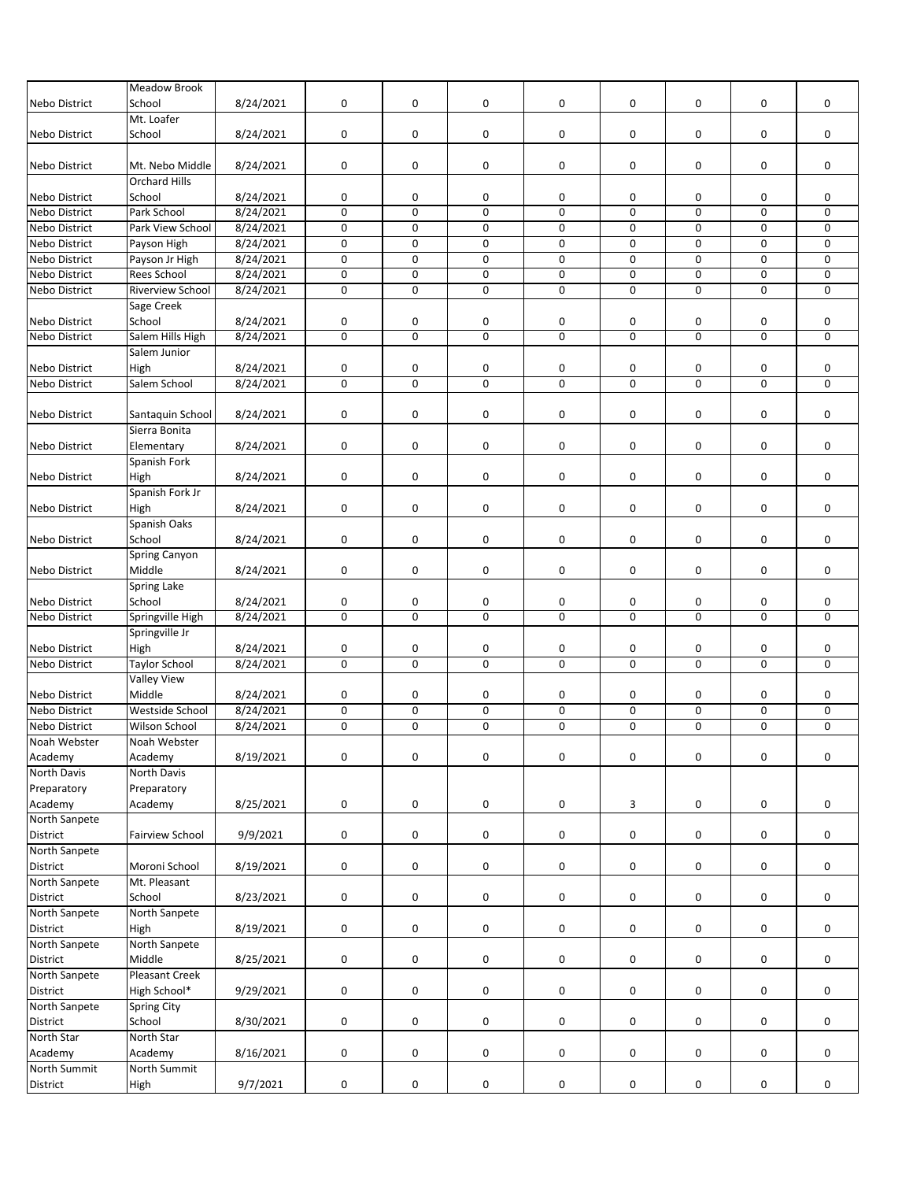| | | | | | | | | | | |
|---|---|---|---|---|---|---|---|---|---|---|
| Nebo District | Meadow Brook School | 8/24/2021 | 0 | 0 | 0 | 0 | 0 | 0 | 0 | 0 |
| Nebo District | Mt. Loafer School | 8/24/2021 | 0 | 0 | 0 | 0 | 0 | 0 | 0 | 0 |
| Nebo District | Mt. Nebo Middle | 8/24/2021 | 0 | 0 | 0 | 0 | 0 | 0 | 0 | 0 |
| Nebo District | Orchard Hills School | 8/24/2021 | 0 | 0 | 0 | 0 | 0 | 0 | 0 | 0 |
| Nebo District | Park School | 8/24/2021 | 0 | 0 | 0 | 0 | 0 | 0 | 0 | 0 |
| Nebo District | Park View School | 8/24/2021 | 0 | 0 | 0 | 0 | 0 | 0 | 0 | 0 |
| Nebo District | Payson High | 8/24/2021 | 0 | 0 | 0 | 0 | 0 | 0 | 0 | 0 |
| Nebo District | Payson Jr High | 8/24/2021 | 0 | 0 | 0 | 0 | 0 | 0 | 0 | 0 |
| Nebo District | Rees School | 8/24/2021 | 0 | 0 | 0 | 0 | 0 | 0 | 0 | 0 |
| Nebo District | Riverview School | 8/24/2021 | 0 | 0 | 0 | 0 | 0 | 0 | 0 | 0 |
| Nebo District | Sage Creek School | 8/24/2021 | 0 | 0 | 0 | 0 | 0 | 0 | 0 | 0 |
| Nebo District | Salem Hills High | 8/24/2021 | 0 | 0 | 0 | 0 | 0 | 0 | 0 | 0 |
| Nebo District | Salem Junior High | 8/24/2021 | 0 | 0 | 0 | 0 | 0 | 0 | 0 | 0 |
| Nebo District | Salem School | 8/24/2021 | 0 | 0 | 0 | 0 | 0 | 0 | 0 | 0 |
| Nebo District | Santaquin School | 8/24/2021 | 0 | 0 | 0 | 0 | 0 | 0 | 0 | 0 |
| Nebo District | Sierra Bonita Elementary | 8/24/2021 | 0 | 0 | 0 | 0 | 0 | 0 | 0 | 0 |
| Nebo District | Spanish Fork High | 8/24/2021 | 0 | 0 | 0 | 0 | 0 | 0 | 0 | 0 |
| Nebo District | Spanish Fork Jr High | 8/24/2021 | 0 | 0 | 0 | 0 | 0 | 0 | 0 | 0 |
| Nebo District | Spanish Oaks School | 8/24/2021 | 0 | 0 | 0 | 0 | 0 | 0 | 0 | 0 |
| Nebo District | Spring Canyon Middle | 8/24/2021 | 0 | 0 | 0 | 0 | 0 | 0 | 0 | 0 |
| Nebo District | Spring Lake School | 8/24/2021 | 0 | 0 | 0 | 0 | 0 | 0 | 0 | 0 |
| Nebo District | Springville High | 8/24/2021 | 0 | 0 | 0 | 0 | 0 | 0 | 0 | 0 |
| Nebo District | Springville Jr High | 8/24/2021 | 0 | 0 | 0 | 0 | 0 | 0 | 0 | 0 |
| Nebo District | Taylor School | 8/24/2021 | 0 | 0 | 0 | 0 | 0 | 0 | 0 | 0 |
| Nebo District | Valley View Middle | 8/24/2021 | 0 | 0 | 0 | 0 | 0 | 0 | 0 | 0 |
| Nebo District | Westside School | 8/24/2021 | 0 | 0 | 0 | 0 | 0 | 0 | 0 | 0 |
| Nebo District | Wilson School | 8/24/2021 | 0 | 0 | 0 | 0 | 0 | 0 | 0 | 0 |
| Noah Webster Academy | Noah Webster Academy | 8/19/2021 | 0 | 0 | 0 | 0 | 0 | 0 | 0 | 0 |
| North Davis Preparatory Academy | North Davis Preparatory Academy | 8/25/2021 | 0 | 0 | 0 | 0 | 3 | 0 | 0 | 0 |
| North Sanpete District | Fairview School | 9/9/2021 | 0 | 0 | 0 | 0 | 0 | 0 | 0 | 0 |
| North Sanpete District | Moroni School | 8/19/2021 | 0 | 0 | 0 | 0 | 0 | 0 | 0 | 0 |
| North Sanpete District | Mt. Pleasant School | 8/23/2021 | 0 | 0 | 0 | 0 | 0 | 0 | 0 | 0 |
| North Sanpete District | North Sanpete High | 8/19/2021 | 0 | 0 | 0 | 0 | 0 | 0 | 0 | 0 |
| North Sanpete District | North Sanpete Middle | 8/25/2021 | 0 | 0 | 0 | 0 | 0 | 0 | 0 | 0 |
| North Sanpete District | Pleasant Creek High School* | 9/29/2021 | 0 | 0 | 0 | 0 | 0 | 0 | 0 | 0 |
| North Sanpete District | Spring City School | 8/30/2021 | 0 | 0 | 0 | 0 | 0 | 0 | 0 | 0 |
| North Star Academy | North Star Academy | 8/16/2021 | 0 | 0 | 0 | 0 | 0 | 0 | 0 | 0 |
| North Summit District | North Summit High | 9/7/2021 | 0 | 0 | 0 | 0 | 0 | 0 | 0 | 0 |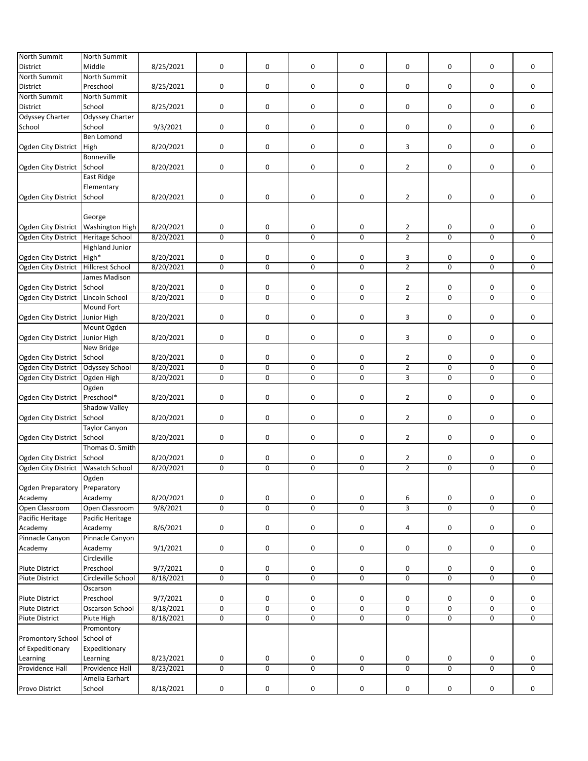| | | | | | | | | | | |
|---|---|---|---|---|---|---|---|---|---|---|
| North Summit District | North Summit Middle | 8/25/2021 | 0 | 0 | 0 | 0 | 0 | 0 | 0 | 0 |
| North Summit District | North Summit Preschool | 8/25/2021 | 0 | 0 | 0 | 0 | 0 | 0 | 0 | 0 |
| North Summit District | North Summit School | 8/25/2021 | 0 | 0 | 0 | 0 | 0 | 0 | 0 | 0 |
| Odyssey Charter School | Odyssey Charter School | 9/3/2021 | 0 | 0 | 0 | 0 | 0 | 0 | 0 | 0 |
| Ogden City District | Ben Lomond High | 8/20/2021 | 0 | 0 | 0 | 0 | 3 | 0 | 0 | 0 |
| Ogden City District | Bonneville School | 8/20/2021 | 0 | 0 | 0 | 0 | 2 | 0 | 0 | 0 |
| Ogden City District | East Ridge Elementary School | 8/20/2021 | 0 | 0 | 0 | 0 | 2 | 0 | 0 | 0 |
| Ogden City District | George Washington High | 8/20/2021 | 0 | 0 | 0 | 0 | 2 | 0 | 0 | 0 |
| Ogden City District | Heritage School | 8/20/2021 | 0 | 0 | 0 | 0 | 2 | 0 | 0 | 0 |
| Ogden City District | Highland Junior High* | 8/20/2021 | 0 | 0 | 0 | 0 | 3 | 0 | 0 | 0 |
| Ogden City District | Hillcrest School | 8/20/2021 | 0 | 0 | 0 | 0 | 2 | 0 | 0 | 0 |
| Ogden City District | James Madison School | 8/20/2021 | 0 | 0 | 0 | 0 | 2 | 0 | 0 | 0 |
| Ogden City District | Lincoln School | 8/20/2021 | 0 | 0 | 0 | 0 | 2 | 0 | 0 | 0 |
| Ogden City District | Mound Fort Junior High | 8/20/2021 | 0 | 0 | 0 | 0 | 3 | 0 | 0 | 0 |
| Ogden City District | Mount Ogden Junior High | 8/20/2021 | 0 | 0 | 0 | 0 | 3 | 0 | 0 | 0 |
| Ogden City District | New Bridge School | 8/20/2021 | 0 | 0 | 0 | 0 | 2 | 0 | 0 | 0 |
| Ogden City District | Odyssey School | 8/20/2021 | 0 | 0 | 0 | 0 | 2 | 0 | 0 | 0 |
| Ogden City District | Ogden High | 8/20/2021 | 0 | 0 | 0 | 0 | 3 | 0 | 0 | 0 |
| Ogden City District | Ogden Preschool* | 8/20/2021 | 0 | 0 | 0 | 0 | 2 | 0 | 0 | 0 |
| Ogden City District | Shadow Valley School | 8/20/2021 | 0 | 0 | 0 | 0 | 2 | 0 | 0 | 0 |
| Ogden City District | Taylor Canyon School | 8/20/2021 | 0 | 0 | 0 | 0 | 2 | 0 | 0 | 0 |
| Ogden City District | Thomas O. Smith School | 8/20/2021 | 0 | 0 | 0 | 0 | 2 | 0 | 0 | 0 |
| Ogden City District | Wasatch School | 8/20/2021 | 0 | 0 | 0 | 0 | 2 | 0 | 0 | 0 |
| Ogden Preparatory Academy | Ogden Preparatory Academy | 8/20/2021 | 0 | 0 | 0 | 0 | 6 | 0 | 0 | 0 |
| Open Classroom | Open Classroom | 9/8/2021 | 0 | 0 | 0 | 0 | 3 | 0 | 0 | 0 |
| Pacific Heritage Academy | Pacific Heritage Academy | 8/6/2021 | 0 | 0 | 0 | 0 | 4 | 0 | 0 | 0 |
| Pinnacle Canyon Academy | Pinnacle Canyon Academy | 9/1/2021 | 0 | 0 | 0 | 0 | 0 | 0 | 0 | 0 |
| Piute District | Circleville Preschool | 9/7/2021 | 0 | 0 | 0 | 0 | 0 | 0 | 0 | 0 |
| Piute District | Circleville School | 8/18/2021 | 0 | 0 | 0 | 0 | 0 | 0 | 0 | 0 |
| Piute District | Oscarson Preschool | 9/7/2021 | 0 | 0 | 0 | 0 | 0 | 0 | 0 | 0 |
| Piute District | Oscarson School | 8/18/2021 | 0 | 0 | 0 | 0 | 0 | 0 | 0 | 0 |
| Piute District | Piute High | 8/18/2021 | 0 | 0 | 0 | 0 | 0 | 0 | 0 | 0 |
| Promontory School of Expeditionary Learning | Promontory School of Expeditionary Learning | 8/23/2021 | 0 | 0 | 0 | 0 | 0 | 0 | 0 | 0 |
| Providence Hall | Providence Hall | 8/23/2021 | 0 | 0 | 0 | 0 | 0 | 0 | 0 | 0 |
| Provo District | Amelia Earhart School | 8/18/2021 | 0 | 0 | 0 | 0 | 0 | 0 | 0 | 0 |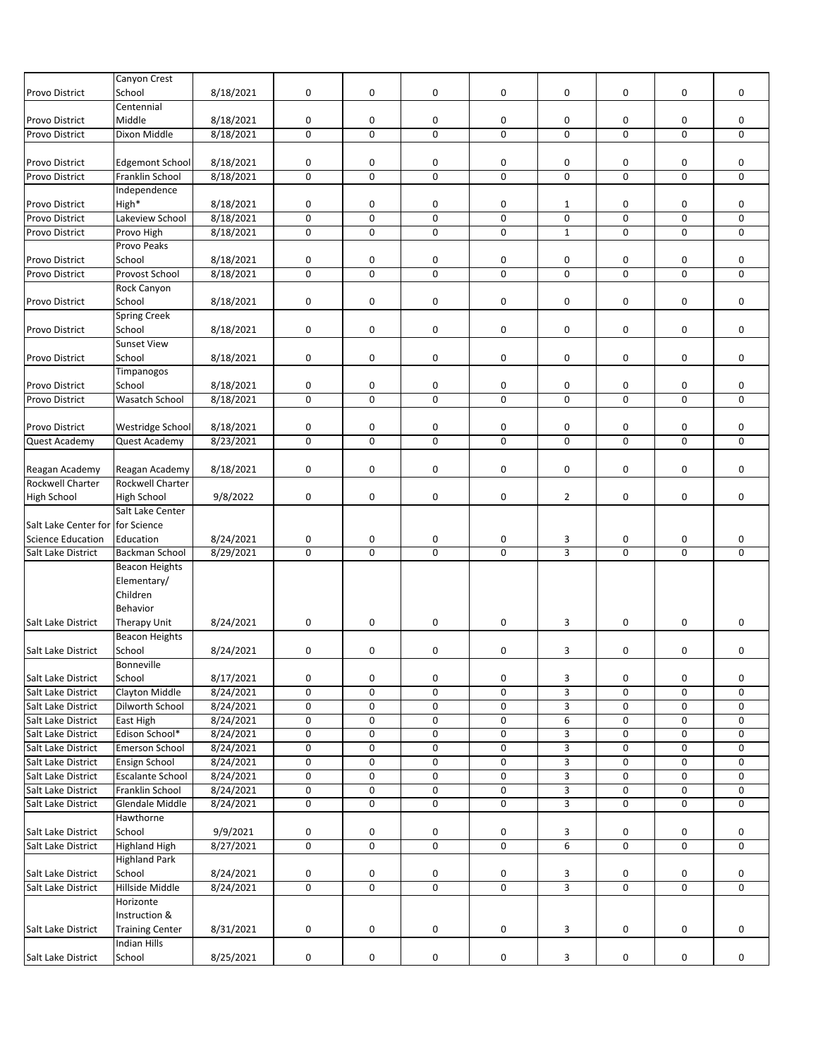| Provo District | Canyon Crest School | 8/18/2021 | 0 | 0 | 0 | 0 | 0 | 0 | 0 | 0 |
|---|---|---|---|---|---|---|---|---|---|---|
| Provo District | Centennial Middle | 8/18/2021 | 0 | 0 | 0 | 0 | 0 | 0 | 0 | 0 |
| Provo District | Dixon Middle | 8/18/2021 | 0 | 0 | 0 | 0 | 0 | 0 | 0 | 0 |
| Provo District | Edgemont School | 8/18/2021 | 0 | 0 | 0 | 0 | 0 | 0 | 0 | 0 |
| Provo District | Franklin School | 8/18/2021 | 0 | 0 | 0 | 0 | 0 | 0 | 0 | 0 |
| Provo District | Independence High* | 8/18/2021 | 0 | 0 | 0 | 0 | 1 | 0 | 0 | 0 |
| Provo District | Lakeview School | 8/18/2021 | 0 | 0 | 0 | 0 | 0 | 0 | 0 | 0 |
| Provo District | Provo High | 8/18/2021 | 0 | 0 | 0 | 0 | 1 | 0 | 0 | 0 |
| Provo District | Provo Peaks School | 8/18/2021 | 0 | 0 | 0 | 0 | 0 | 0 | 0 | 0 |
| Provo District | Provost School | 8/18/2021 | 0 | 0 | 0 | 0 | 0 | 0 | 0 | 0 |
| Provo District | Rock Canyon School | 8/18/2021 | 0 | 0 | 0 | 0 | 0 | 0 | 0 | 0 |
| Provo District | Spring Creek School | 8/18/2021 | 0 | 0 | 0 | 0 | 0 | 0 | 0 | 0 |
| Provo District | Sunset View School | 8/18/2021 | 0 | 0 | 0 | 0 | 0 | 0 | 0 | 0 |
| Provo District | Timpanogos School | 8/18/2021 | 0 | 0 | 0 | 0 | 0 | 0 | 0 | 0 |
| Provo District | Wasatch School | 8/18/2021 | 0 | 0 | 0 | 0 | 0 | 0 | 0 | 0 |
| Provo District | Westridge School | 8/18/2021 | 0 | 0 | 0 | 0 | 0 | 0 | 0 | 0 |
| Quest Academy | Quest Academy | 8/23/2021 | 0 | 0 | 0 | 0 | 0 | 0 | 0 | 0 |
| Reagan Academy | Reagan Academy | 8/18/2021 | 0 | 0 | 0 | 0 | 0 | 0 | 0 | 0 |
| Rockwell Charter High School | Rockwell Charter High School | 9/8/2022 | 0 | 0 | 0 | 0 | 2 | 0 | 0 | 0 |
| Salt Lake Center for Science Education | Salt Lake Center for Science Education | 8/24/2021 | 0 | 0 | 0 | 0 | 3 | 0 | 0 | 0 |
| Salt Lake District | Backman School | 8/29/2021 | 0 | 0 | 0 | 0 | 3 | 0 | 0 | 0 |
| Salt Lake District | Beacon Heights Elementary/ Children Behavior Therapy Unit | 8/24/2021 | 0 | 0 | 0 | 0 | 3 | 0 | 0 | 0 |
| Salt Lake District | Beacon Heights School | 8/24/2021 | 0 | 0 | 0 | 0 | 3 | 0 | 0 | 0 |
| Salt Lake District | Bonneville School | 8/17/2021 | 0 | 0 | 0 | 0 | 3 | 0 | 0 | 0 |
| Salt Lake District | Clayton Middle | 8/24/2021 | 0 | 0 | 0 | 0 | 3 | 0 | 0 | 0 |
| Salt Lake District | Dilworth School | 8/24/2021 | 0 | 0 | 0 | 0 | 3 | 0 | 0 | 0 |
| Salt Lake District | East High | 8/24/2021 | 0 | 0 | 0 | 0 | 6 | 0 | 0 | 0 |
| Salt Lake District | Edison School* | 8/24/2021 | 0 | 0 | 0 | 0 | 3 | 0 | 0 | 0 |
| Salt Lake District | Emerson School | 8/24/2021 | 0 | 0 | 0 | 0 | 3 | 0 | 0 | 0 |
| Salt Lake District | Ensign School | 8/24/2021 | 0 | 0 | 0 | 0 | 3 | 0 | 0 | 0 |
| Salt Lake District | Escalante School | 8/24/2021 | 0 | 0 | 0 | 0 | 3 | 0 | 0 | 0 |
| Salt Lake District | Franklin School | 8/24/2021 | 0 | 0 | 0 | 0 | 3 | 0 | 0 | 0 |
| Salt Lake District | Glendale Middle | 8/24/2021 | 0 | 0 | 0 | 0 | 3 | 0 | 0 | 0 |
| Salt Lake District | Hawthorne School | 9/9/2021 | 0 | 0 | 0 | 0 | 3 | 0 | 0 | 0 |
| Salt Lake District | Highland High | 8/27/2021 | 0 | 0 | 0 | 0 | 6 | 0 | 0 | 0 |
| Salt Lake District | Highland Park School | 8/24/2021 | 0 | 0 | 0 | 0 | 3 | 0 | 0 | 0 |
| Salt Lake District | Hillside Middle | 8/24/2021 | 0 | 0 | 0 | 0 | 3 | 0 | 0 | 0 |
| Salt Lake District | Horizonte Instruction & Training Center | 8/31/2021 | 0 | 0 | 0 | 0 | 3 | 0 | 0 | 0 |
| Salt Lake District | Indian Hills School | 8/25/2021 | 0 | 0 | 0 | 0 | 3 | 0 | 0 | 0 |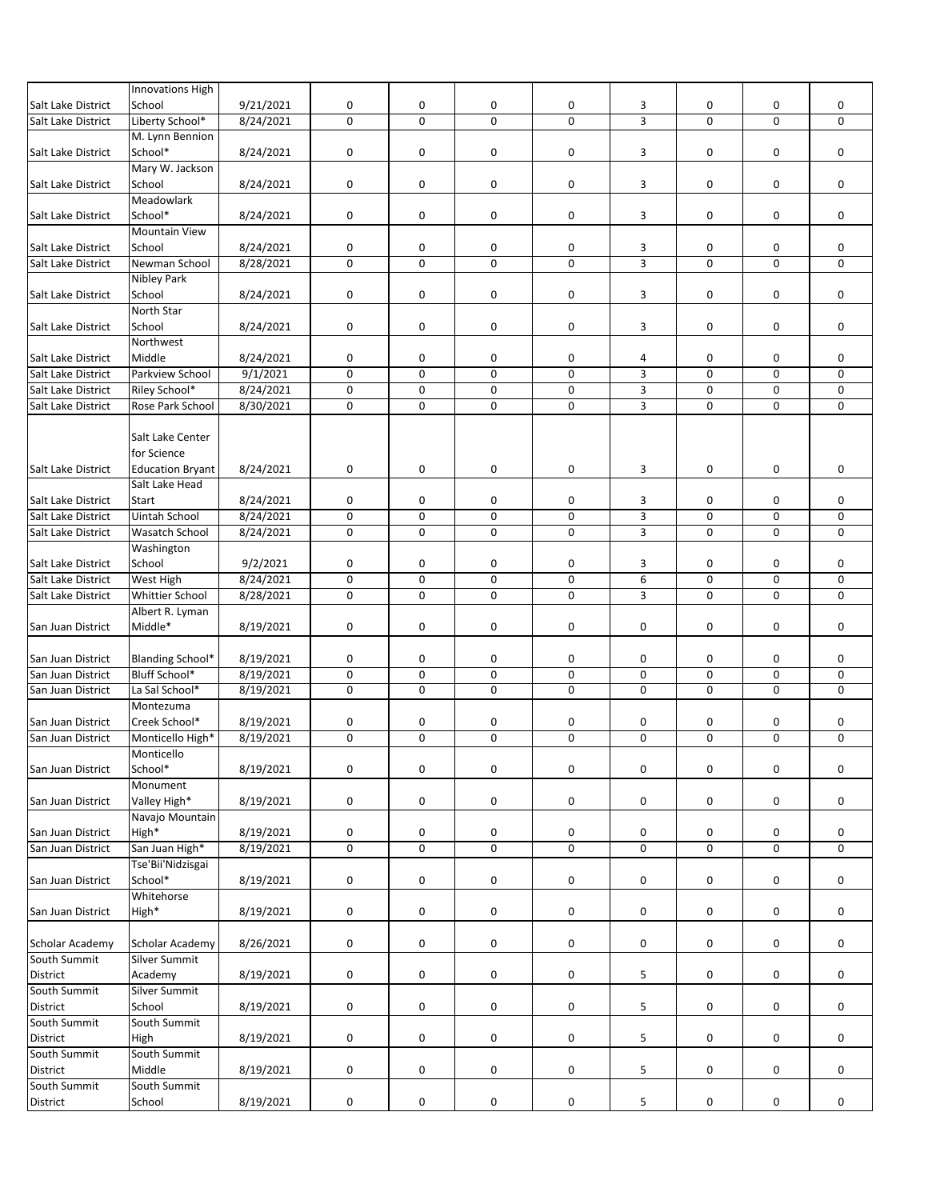| | | | | | | | | | | |
|---|---|---|---|---|---|---|---|---|---|---|
| Salt Lake District | Innovations High School | 9/21/2021 | 0 | 0 | 0 | 0 | 3 | 0 | 0 | 0 |
| Salt Lake District | Liberty School* | 8/24/2021 | 0 | 0 | 0 | 0 | 3 | 0 | 0 | 0 |
| Salt Lake District | M. Lynn Bennion School* | 8/24/2021 | 0 | 0 | 0 | 0 | 3 | 0 | 0 | 0 |
| Salt Lake District | Mary W. Jackson School | 8/24/2021 | 0 | 0 | 0 | 0 | 3 | 0 | 0 | 0 |
| Salt Lake District | Meadowlark School* | 8/24/2021 | 0 | 0 | 0 | 0 | 3 | 0 | 0 | 0 |
| Salt Lake District | Mountain View School | 8/24/2021 | 0 | 0 | 0 | 0 | 3 | 0 | 0 | 0 |
| Salt Lake District | Newman School | 8/28/2021 | 0 | 0 | 0 | 0 | 3 | 0 | 0 | 0 |
| Salt Lake District | Nibley Park School | 8/24/2021 | 0 | 0 | 0 | 0 | 3 | 0 | 0 | 0 |
| Salt Lake District | North Star School | 8/24/2021 | 0 | 0 | 0 | 0 | 3 | 0 | 0 | 0 |
| Salt Lake District | Northwest Middle | 8/24/2021 | 0 | 0 | 0 | 0 | 4 | 0 | 0 | 0 |
| Salt Lake District | Parkview School | 9/1/2021 | 0 | 0 | 0 | 0 | 3 | 0 | 0 | 0 |
| Salt Lake District | Riley School* | 8/24/2021 | 0 | 0 | 0 | 0 | 3 | 0 | 0 | 0 |
| Salt Lake District | Rose Park School | 8/30/2021 | 0 | 0 | 0 | 0 | 3 | 0 | 0 | 0 |
| Salt Lake District | Salt Lake Center for Science Education Bryant | 8/24/2021 | 0 | 0 | 0 | 0 | 3 | 0 | 0 | 0 |
| Salt Lake District | Salt Lake Head Start | 8/24/2021 | 0 | 0 | 0 | 0 | 3 | 0 | 0 | 0 |
| Salt Lake District | Uintah School | 8/24/2021 | 0 | 0 | 0 | 0 | 3 | 0 | 0 | 0 |
| Salt Lake District | Wasatch School | 8/24/2021 | 0 | 0 | 0 | 0 | 3 | 0 | 0 | 0 |
| Salt Lake District | Washington School | 9/2/2021 | 0 | 0 | 0 | 0 | 3 | 0 | 0 | 0 |
| Salt Lake District | West High | 8/24/2021 | 0 | 0 | 0 | 0 | 6 | 0 | 0 | 0 |
| Salt Lake District | Whittier School | 8/28/2021 | 0 | 0 | 0 | 0 | 3 | 0 | 0 | 0 |
| San Juan District | Albert R. Lyman Middle* | 8/19/2021 | 0 | 0 | 0 | 0 | 0 | 0 | 0 | 0 |
| San Juan District | Blanding School* | 8/19/2021 | 0 | 0 | 0 | 0 | 0 | 0 | 0 | 0 |
| San Juan District | Bluff School* | 8/19/2021 | 0 | 0 | 0 | 0 | 0 | 0 | 0 | 0 |
| San Juan District | La Sal School* | 8/19/2021 | 0 | 0 | 0 | 0 | 0 | 0 | 0 | 0 |
| San Juan District | Montezuma Creek School* | 8/19/2021 | 0 | 0 | 0 | 0 | 0 | 0 | 0 | 0 |
| San Juan District | Monticello High* | 8/19/2021 | 0 | 0 | 0 | 0 | 0 | 0 | 0 | 0 |
| San Juan District | Monticello School* | 8/19/2021 | 0 | 0 | 0 | 0 | 0 | 0 | 0 | 0 |
| San Juan District | Monument Valley High* | 8/19/2021 | 0 | 0 | 0 | 0 | 0 | 0 | 0 | 0 |
| San Juan District | Navajo Mountain High* | 8/19/2021 | 0 | 0 | 0 | 0 | 0 | 0 | 0 | 0 |
| San Juan District | San Juan High* | 8/19/2021 | 0 | 0 | 0 | 0 | 0 | 0 | 0 | 0 |
| San Juan District | Tse'Bii'Nidzisgai School* | 8/19/2021 | 0 | 0 | 0 | 0 | 0 | 0 | 0 | 0 |
| San Juan District | Whitehorse High* | 8/19/2021 | 0 | 0 | 0 | 0 | 0 | 0 | 0 | 0 |
| Scholar Academy | Scholar Academy | 8/26/2021 | 0 | 0 | 0 | 0 | 0 | 0 | 0 | 0 |
| South Summit District | Silver Summit Academy | 8/19/2021 | 0 | 0 | 0 | 0 | 5 | 0 | 0 | 0 |
| South Summit District | Silver Summit School | 8/19/2021 | 0 | 0 | 0 | 0 | 5 | 0 | 0 | 0 |
| South Summit District | South Summit High | 8/19/2021 | 0 | 0 | 0 | 0 | 5 | 0 | 0 | 0 |
| South Summit District | South Summit Middle | 8/19/2021 | 0 | 0 | 0 | 0 | 5 | 0 | 0 | 0 |
| South Summit District | South Summit School | 8/19/2021 | 0 | 0 | 0 | 0 | 5 | 0 | 0 | 0 |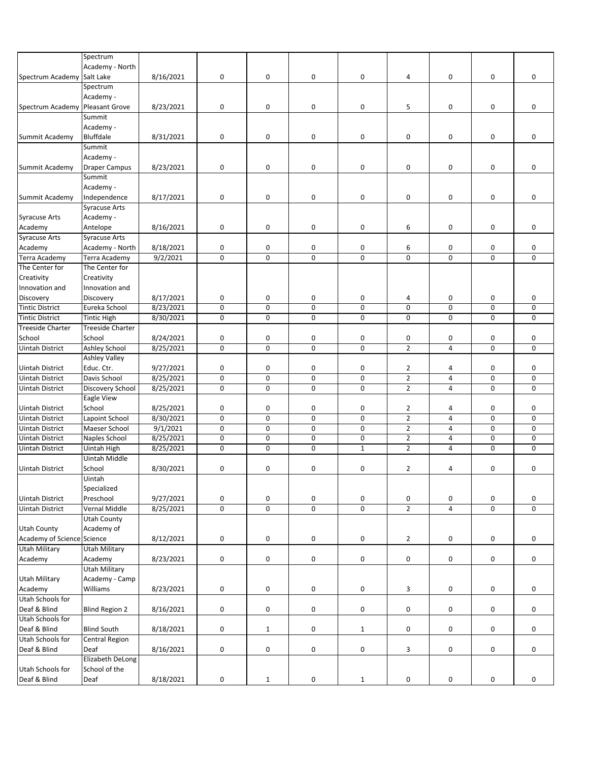| | | | | | | | | | | |
|---|---|---|---|---|---|---|---|---|---|---|
| Spectrum Academy | Spectrum Academy - North Salt Lake | 8/16/2021 | 0 | 0 | 0 | 0 | 4 | 0 | 0 | 0 |
| Spectrum Academy | Spectrum Academy - Pleasant Grove | 8/23/2021 | 0 | 0 | 0 | 0 | 5 | 0 | 0 | 0 |
| Summit Academy | Summit Academy - Bluffdale | 8/31/2021 | 0 | 0 | 0 | 0 | 0 | 0 | 0 | 0 |
| Summit Academy | Summit Academy - Draper Campus | 8/23/2021 | 0 | 0 | 0 | 0 | 0 | 0 | 0 | 0 |
| Summit Academy | Summit Academy - Independence | 8/17/2021 | 0 | 0 | 0 | 0 | 0 | 0 | 0 | 0 |
| Syracuse Arts Academy | Syracuse Arts Academy - Antelope | 8/16/2021 | 0 | 0 | 0 | 0 | 6 | 0 | 0 | 0 |
| Syracuse Arts Academy | Syracuse Arts Academy - North | 8/18/2021 | 0 | 0 | 0 | 0 | 6 | 0 | 0 | 0 |
| Terra Academy | Terra Academy | 9/2/2021 | 0 | 0 | 0 | 0 | 0 | 0 | 0 | 0 |
| The Center for Creativity Innovation and Discovery | The Center for Creativity Innovation and Discovery | 8/17/2021 | 0 | 0 | 0 | 0 | 4 | 0 | 0 | 0 |
| Tintic District | Eureka School | 8/23/2021 | 0 | 0 | 0 | 0 | 0 | 0 | 0 | 0 |
| Tintic District | Tintic High | 8/30/2021 | 0 | 0 | 0 | 0 | 0 | 0 | 0 | 0 |
| Treeside Charter School | Treeside Charter School | 8/24/2021 | 0 | 0 | 0 | 0 | 0 | 0 | 0 | 0 |
| Uintah District | Ashley School | 8/25/2021 | 0 | 0 | 0 | 0 | 2 | 4 | 0 | 0 |
| Uintah District | Ashley Valley Educ. Ctr. | 9/27/2021 | 0 | 0 | 0 | 0 | 2 | 4 | 0 | 0 |
| Uintah District | Davis School | 8/25/2021 | 0 | 0 | 0 | 0 | 2 | 4 | 0 | 0 |
| Uintah District | Discovery School | 8/25/2021 | 0 | 0 | 0 | 0 | 2 | 4 | 0 | 0 |
| Uintah District | Eagle View School | 8/25/2021 | 0 | 0 | 0 | 0 | 2 | 4 | 0 | 0 |
| Uintah District | Lapoint School | 8/30/2021 | 0 | 0 | 0 | 0 | 2 | 4 | 0 | 0 |
| Uintah District | Maeser School | 9/1/2021 | 0 | 0 | 0 | 0 | 2 | 4 | 0 | 0 |
| Uintah District | Naples School | 8/25/2021 | 0 | 0 | 0 | 0 | 2 | 4 | 0 | 0 |
| Uintah District | Uintah High | 8/25/2021 | 0 | 0 | 0 | 1 | 2 | 4 | 0 | 0 |
| Uintah District | Uintah Middle School | 8/30/2021 | 0 | 0 | 0 | 0 | 2 | 4 | 0 | 0 |
| Uintah District | Uintah Specialized Preschool | 9/27/2021 | 0 | 0 | 0 | 0 | 0 | 0 | 0 | 0 |
| Uintah District | Vernal Middle | 8/25/2021 | 0 | 0 | 0 | 0 | 2 | 4 | 0 | 0 |
| Utah County Academy of Science | Utah County Academy of Science | 8/12/2021 | 0 | 0 | 0 | 0 | 2 | 0 | 0 | 0 |
| Utah Military Academy | Utah Military Academy | 8/23/2021 | 0 | 0 | 0 | 0 | 0 | 0 | 0 | 0 |
| Utah Military Academy | Utah Military Academy - Camp Williams | 8/23/2021 | 0 | 0 | 0 | 0 | 3 | 0 | 0 | 0 |
| Utah Schools for Deaf & Blind | Blind Region 2 | 8/16/2021 | 0 | 0 | 0 | 0 | 0 | 0 | 0 | 0 |
| Utah Schools for Deaf & Blind | Blind South | 8/18/2021 | 0 | 1 | 0 | 1 | 0 | 0 | 0 | 0 |
| Utah Schools for Deaf & Blind | Central Region Deaf | 8/16/2021 | 0 | 0 | 0 | 0 | 3 | 0 | 0 | 0 |
| Utah Schools for Deaf & Blind | Elizabeth DeLong School of the Deaf | 8/18/2021 | 0 | 1 | 0 | 1 | 0 | 0 | 0 | 0 |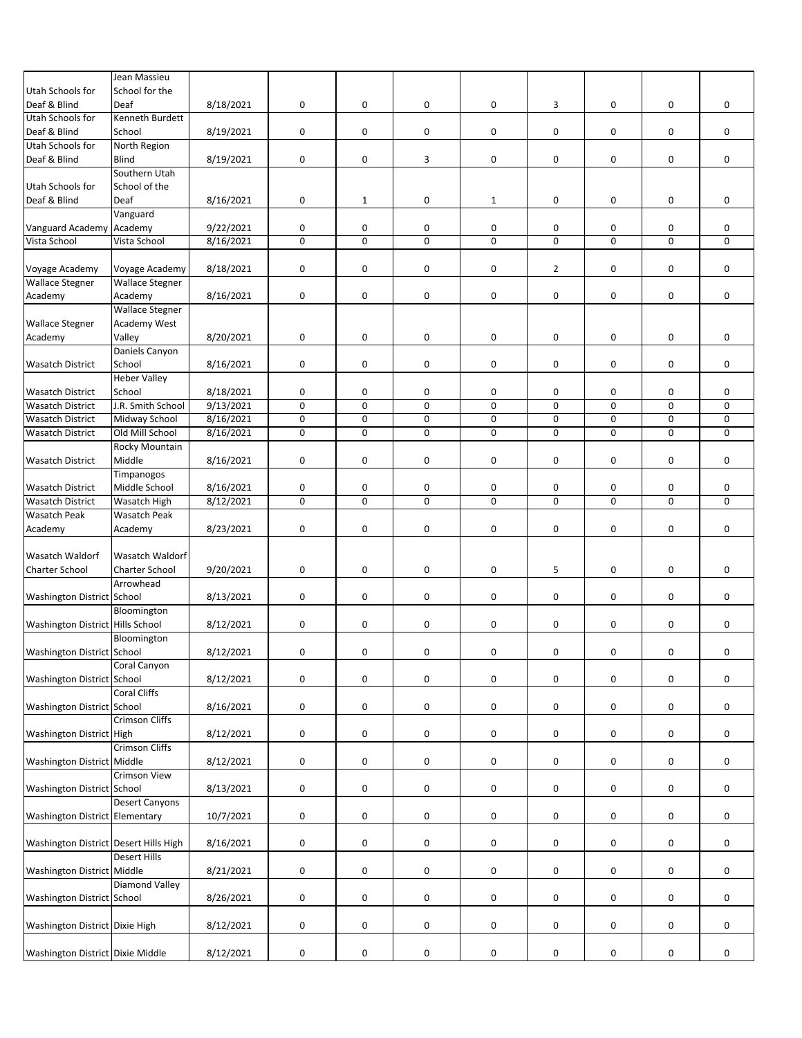| | | | | | | | | | | |
|---|---|---|---|---|---|---|---|---|---|---|
| Utah Schools for Deaf & Blind | Jean Massieu School for the Deaf | 8/18/2021 | 0 | 0 | 0 | 0 | 3 | 0 | 0 | 0 |
| Utah Schools for Deaf & Blind | Kenneth Burdett School | 8/19/2021 | 0 | 0 | 0 | 0 | 0 | 0 | 0 | 0 |
| Utah Schools for Deaf & Blind | North Region Blind | 8/19/2021 | 0 | 0 | 3 | 0 | 0 | 0 | 0 | 0 |
| Utah Schools for Deaf & Blind | Southern Utah School of the Deaf | 8/16/2021 | 0 | 1 | 0 | 1 | 0 | 0 | 0 | 0 |
| Vanguard Academy | Vanguard Academy | 9/22/2021 | 0 | 0 | 0 | 0 | 0 | 0 | 0 | 0 |
| Vista School | Vista School | 8/16/2021 | 0 | 0 | 0 | 0 | 0 | 0 | 0 | 0 |
| Voyage Academy | Voyage Academy | 8/18/2021 | 0 | 0 | 0 | 0 | 2 | 0 | 0 | 0 |
| Wallace Stegner Academy | Wallace Stegner Academy | 8/16/2021 | 0 | 0 | 0 | 0 | 0 | 0 | 0 | 0 |
| Wallace Stegner Academy | Wallace Stegner Academy West Valley | 8/20/2021 | 0 | 0 | 0 | 0 | 0 | 0 | 0 | 0 |
| Wasatch District | Daniels Canyon School | 8/16/2021 | 0 | 0 | 0 | 0 | 0 | 0 | 0 | 0 |
| Wasatch District | Heber Valley School | 8/18/2021 | 0 | 0 | 0 | 0 | 0 | 0 | 0 | 0 |
| Wasatch District | J.R. Smith School | 9/13/2021 | 0 | 0 | 0 | 0 | 0 | 0 | 0 | 0 |
| Wasatch District | Midway School | 8/16/2021 | 0 | 0 | 0 | 0 | 0 | 0 | 0 | 0 |
| Wasatch District | Old Mill School | 8/16/2021 | 0 | 0 | 0 | 0 | 0 | 0 | 0 | 0 |
| Wasatch District | Rocky Mountain Middle | 8/16/2021 | 0 | 0 | 0 | 0 | 0 | 0 | 0 | 0 |
| Wasatch District | Timpanogos Middle School | 8/16/2021 | 0 | 0 | 0 | 0 | 0 | 0 | 0 | 0 |
| Wasatch District | Wasatch High | 8/12/2021 | 0 | 0 | 0 | 0 | 0 | 0 | 0 | 0 |
| Wasatch Peak Academy | Wasatch Peak Academy | 8/23/2021 | 0 | 0 | 0 | 0 | 0 | 0 | 0 | 0 |
| Wasatch Waldorf Charter School | Wasatch Waldorf Charter School | 9/20/2021 | 0 | 0 | 0 | 0 | 5 | 0 | 0 | 0 |
| Washington District | Arrowhead School | 8/13/2021 | 0 | 0 | 0 | 0 | 0 | 0 | 0 | 0 |
| Washington District | Bloomington Hills School | 8/12/2021 | 0 | 0 | 0 | 0 | 0 | 0 | 0 | 0 |
| Washington District | Bloomington School | 8/12/2021 | 0 | 0 | 0 | 0 | 0 | 0 | 0 | 0 |
| Washington District | Coral Canyon School | 8/12/2021 | 0 | 0 | 0 | 0 | 0 | 0 | 0 | 0 |
| Washington District | Coral Cliffs School | 8/16/2021 | 0 | 0 | 0 | 0 | 0 | 0 | 0 | 0 |
| Washington District | Crimson Cliffs High | 8/12/2021 | 0 | 0 | 0 | 0 | 0 | 0 | 0 | 0 |
| Washington District | Crimson Cliffs Middle | 8/12/2021 | 0 | 0 | 0 | 0 | 0 | 0 | 0 | 0 |
| Washington District | Crimson View School | 8/13/2021 | 0 | 0 | 0 | 0 | 0 | 0 | 0 | 0 |
| Washington District | Desert Canyons Elementary | 10/7/2021 | 0 | 0 | 0 | 0 | 0 | 0 | 0 | 0 |
| Washington District | Desert Hills High | 8/16/2021 | 0 | 0 | 0 | 0 | 0 | 0 | 0 | 0 |
| Washington District | Desert Hills Middle | 8/21/2021 | 0 | 0 | 0 | 0 | 0 | 0 | 0 | 0 |
| Washington District | Diamond Valley School | 8/26/2021 | 0 | 0 | 0 | 0 | 0 | 0 | 0 | 0 |
| Washington District | Dixie High | 8/12/2021 | 0 | 0 | 0 | 0 | 0 | 0 | 0 | 0 |
| Washington District | Dixie Middle | 8/12/2021 | 0 | 0 | 0 | 0 | 0 | 0 | 0 | 0 |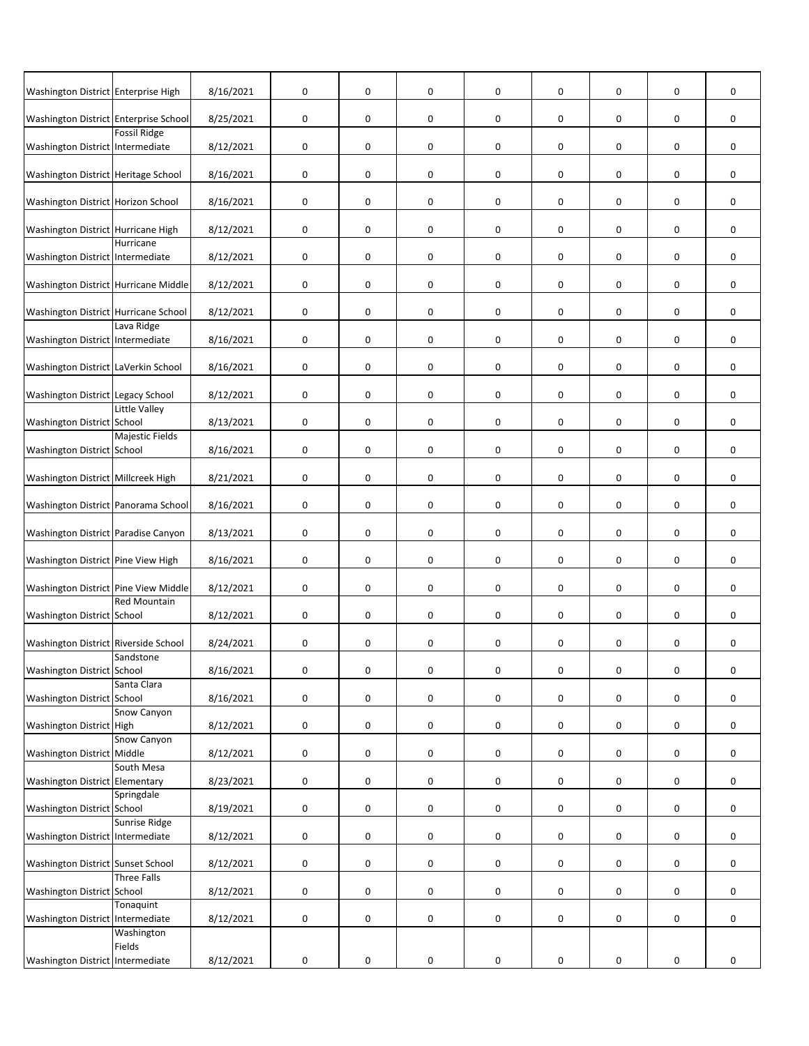| | | | | | | | | | | |
|---|---|---|---|---|---|---|---|---|---|---|
| Washington District | Enterprise High | 8/16/2021 | 0 | 0 | 0 | 0 | 0 | 0 | 0 | 0 |
| Washington District | Enterprise School | 8/25/2021 | 0 | 0 | 0 | 0 | 0 | 0 | 0 | 0 |
| Washington District | Fossil Ridge Intermediate | 8/12/2021 | 0 | 0 | 0 | 0 | 0 | 0 | 0 | 0 |
| Washington District | Heritage School | 8/16/2021 | 0 | 0 | 0 | 0 | 0 | 0 | 0 | 0 |
| Washington District | Horizon School | 8/16/2021 | 0 | 0 | 0 | 0 | 0 | 0 | 0 | 0 |
| Washington District | Hurricane High | 8/12/2021 | 0 | 0 | 0 | 0 | 0 | 0 | 0 | 0 |
| Washington District | Hurricane Intermediate | 8/12/2021 | 0 | 0 | 0 | 0 | 0 | 0 | 0 | 0 |
| Washington District | Hurricane Middle | 8/12/2021 | 0 | 0 | 0 | 0 | 0 | 0 | 0 | 0 |
| Washington District | Hurricane School | 8/12/2021 | 0 | 0 | 0 | 0 | 0 | 0 | 0 | 0 |
| Washington District | Lava Ridge Intermediate | 8/16/2021 | 0 | 0 | 0 | 0 | 0 | 0 | 0 | 0 |
| Washington District | LaVerkin School | 8/16/2021 | 0 | 0 | 0 | 0 | 0 | 0 | 0 | 0 |
| Washington District | Legacy School | 8/12/2021 | 0 | 0 | 0 | 0 | 0 | 0 | 0 | 0 |
| Washington District | Little Valley School | 8/13/2021 | 0 | 0 | 0 | 0 | 0 | 0 | 0 | 0 |
| Washington District | Majestic Fields School | 8/16/2021 | 0 | 0 | 0 | 0 | 0 | 0 | 0 | 0 |
| Washington District | Millcreek High | 8/21/2021 | 0 | 0 | 0 | 0 | 0 | 0 | 0 | 0 |
| Washington District | Panorama School | 8/16/2021 | 0 | 0 | 0 | 0 | 0 | 0 | 0 | 0 |
| Washington District | Paradise Canyon | 8/13/2021 | 0 | 0 | 0 | 0 | 0 | 0 | 0 | 0 |
| Washington District | Pine View High | 8/16/2021 | 0 | 0 | 0 | 0 | 0 | 0 | 0 | 0 |
| Washington District | Pine View Middle | 8/12/2021 | 0 | 0 | 0 | 0 | 0 | 0 | 0 | 0 |
| Washington District | Red Mountain School | 8/12/2021 | 0 | 0 | 0 | 0 | 0 | 0 | 0 | 0 |
| Washington District | Riverside School | 8/24/2021 | 0 | 0 | 0 | 0 | 0 | 0 | 0 | 0 |
| Washington District | Sandstone School | 8/16/2021 | 0 | 0 | 0 | 0 | 0 | 0 | 0 | 0 |
| Washington District | Santa Clara School | 8/16/2021 | 0 | 0 | 0 | 0 | 0 | 0 | 0 | 0 |
| Washington District | Snow Canyon High | 8/12/2021 | 0 | 0 | 0 | 0 | 0 | 0 | 0 | 0 |
| Washington District | Snow Canyon Middle | 8/12/2021 | 0 | 0 | 0 | 0 | 0 | 0 | 0 | 0 |
| Washington District | South Mesa Elementary | 8/23/2021 | 0 | 0 | 0 | 0 | 0 | 0 | 0 | 0 |
| Washington District | Springdale School | 8/19/2021 | 0 | 0 | 0 | 0 | 0 | 0 | 0 | 0 |
| Washington District | Sunrise Ridge Intermediate | 8/12/2021 | 0 | 0 | 0 | 0 | 0 | 0 | 0 | 0 |
| Washington District | Sunset School | 8/12/2021 | 0 | 0 | 0 | 0 | 0 | 0 | 0 | 0 |
| Washington District | Three Falls School | 8/12/2021 | 0 | 0 | 0 | 0 | 0 | 0 | 0 | 0 |
| Washington District | Tonaquint Intermediate | 8/12/2021 | 0 | 0 | 0 | 0 | 0 | 0 | 0 | 0 |
| Washington District | Washington Fields Intermediate | 8/12/2021 | 0 | 0 | 0 | 0 | 0 | 0 | 0 | 0 |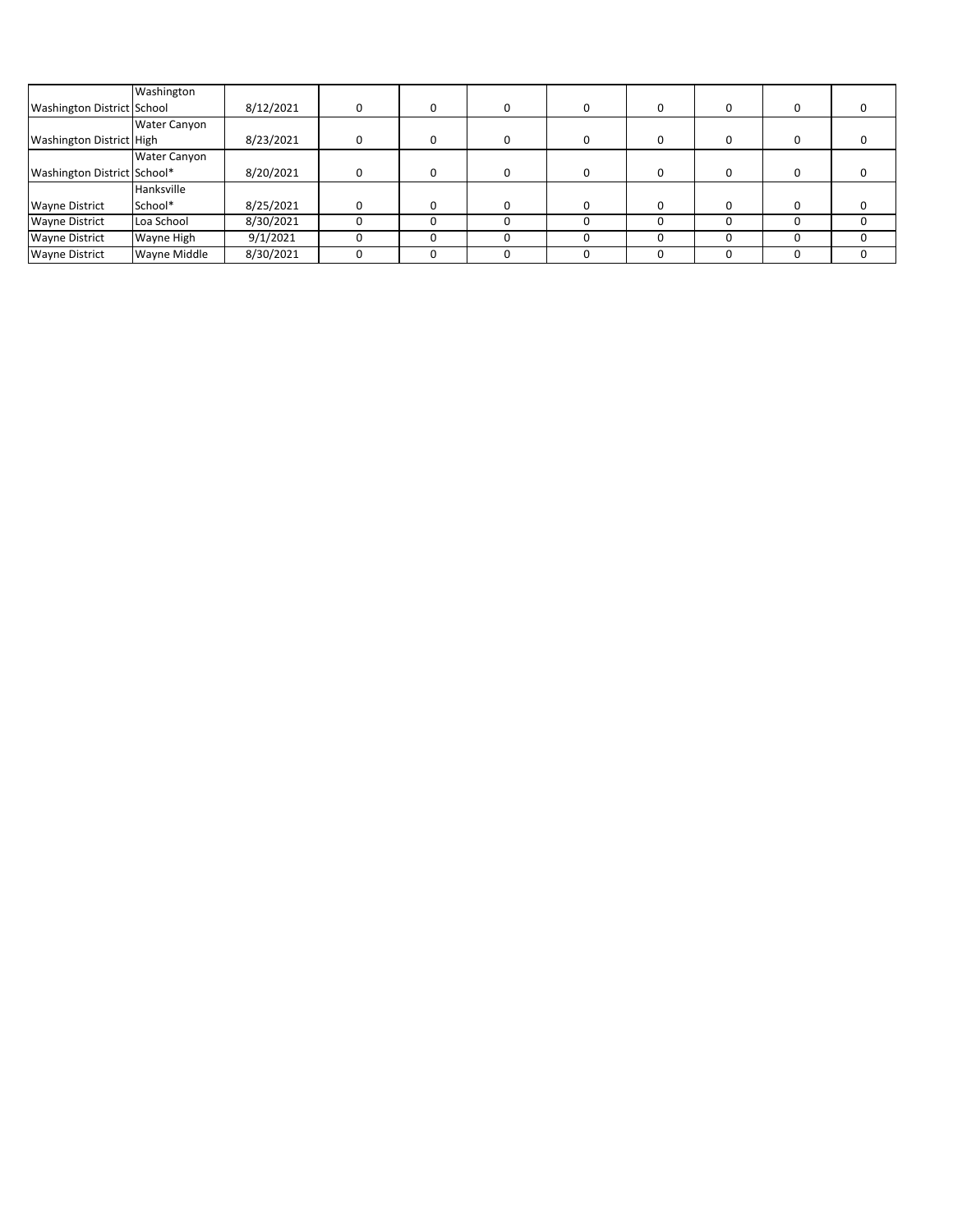| | | | | | | | | | | |
|---|---|---|---|---|---|---|---|---|---|---|
| Washington District | Washington School | 8/12/2021 | 0 | 0 | 0 | 0 | 0 | 0 | 0 | 0 |
| Washington District | Water Canyon High | 8/23/2021 | 0 | 0 | 0 | 0 | 0 | 0 | 0 | 0 |
| Washington District | Water Canyon School* | 8/20/2021 | 0 | 0 | 0 | 0 | 0 | 0 | 0 | 0 |
| Wayne District | Hanksville School* | 8/25/2021 | 0 | 0 | 0 | 0 | 0 | 0 | 0 | 0 |
| Wayne District | Loa School | 8/30/2021 | 0 | 0 | 0 | 0 | 0 | 0 | 0 | 0 |
| Wayne District | Wayne High | 9/1/2021 | 0 | 0 | 0 | 0 | 0 | 0 | 0 | 0 |
| Wayne District | Wayne Middle | 8/30/2021 | 0 | 0 | 0 | 0 | 0 | 0 | 0 | 0 |